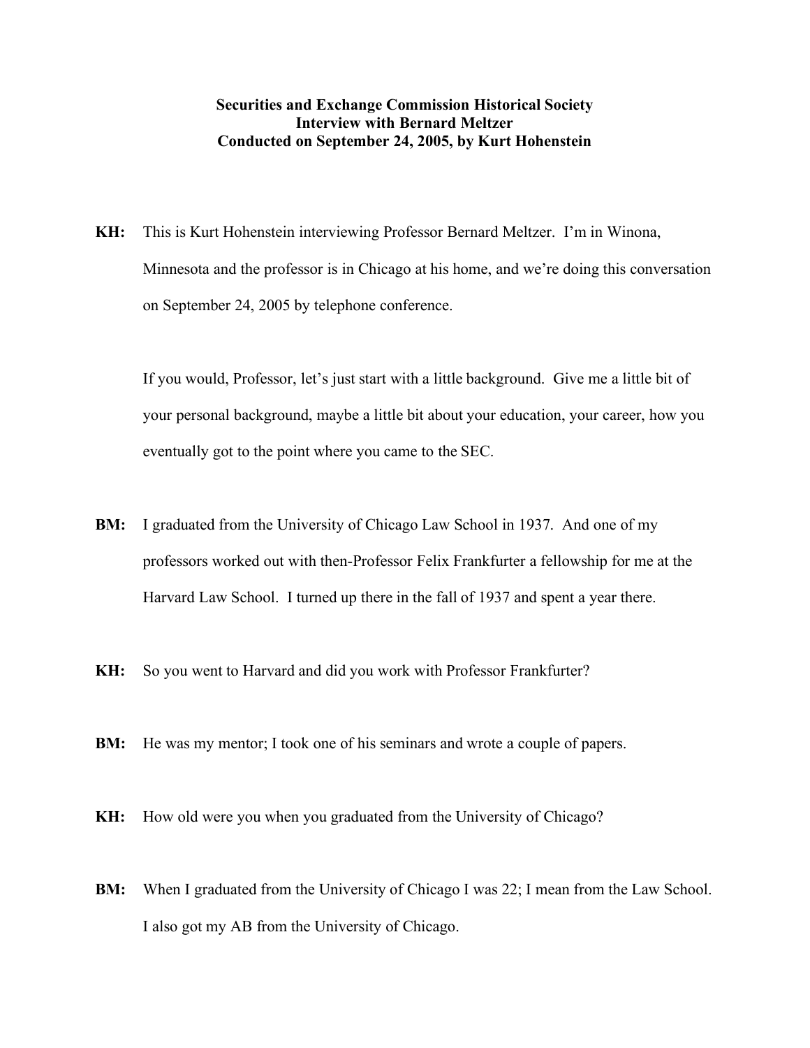**Securities and Exchange Commission Historical Society**
**Interview with Bernard Meltzer**
**Conducted on September 24, 2005, by Kurt Hohenstein**

**KH:** This is Kurt Hohenstein interviewing Professor Bernard Meltzer. I'm in Winona, Minnesota and the professor is in Chicago at his home, and we're doing this conversation on September 24, 2005 by telephone conference.

If you would, Professor, let's just start with a little background. Give me a little bit of your personal background, maybe a little bit about your education, your career, how you eventually got to the point where you came to the SEC.

**BM:** I graduated from the University of Chicago Law School in 1937. And one of my professors worked out with then-Professor Felix Frankfurter a fellowship for me at the Harvard Law School. I turned up there in the fall of 1937 and spent a year there.

**KH:** So you went to Harvard and did you work with Professor Frankfurter?

**BM:** He was my mentor; I took one of his seminars and wrote a couple of papers.

**KH:** How old were you when you graduated from the University of Chicago?

**BM:** When I graduated from the University of Chicago I was 22; I mean from the Law School. I also got my AB from the University of Chicago.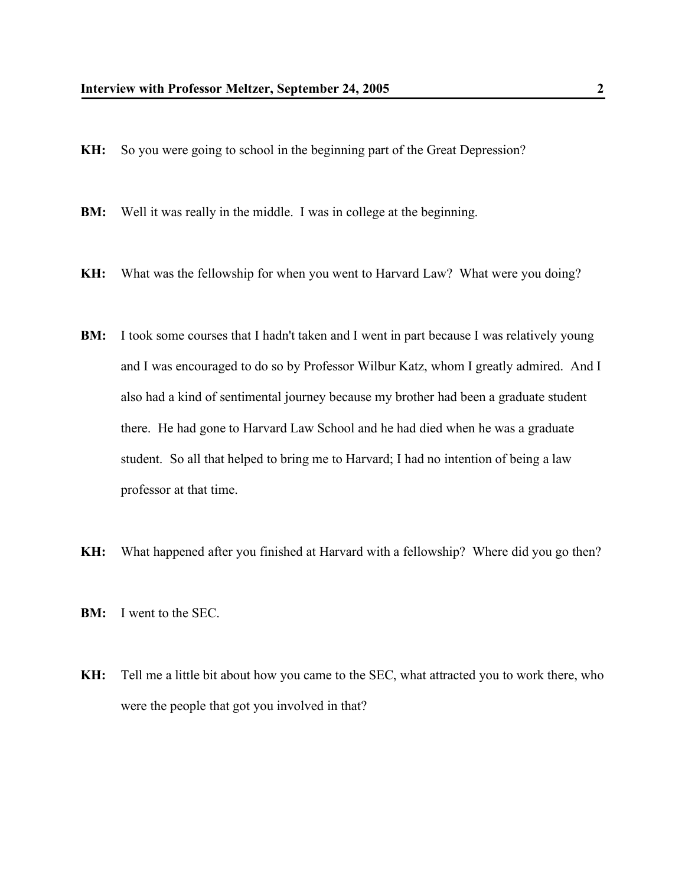**KH:** So you were going to school in the beginning part of the Great Depression?

**BM:** Well it was really in the middle. I was in college at the beginning.

**KH:** What was the fellowship for when you went to Harvard Law? What were you doing?

**BM:** I took some courses that I hadn't taken and I went in part because I was relatively young and I was encouraged to do so by Professor Wilbur Katz, whom I greatly admired. And I also had a kind of sentimental journey because my brother had been a graduate student there. He had gone to Harvard Law School and he had died when he was a graduate student. So all that helped to bring me to Harvard; I had no intention of being a law professor at that time.

**KH:** What happened after you finished at Harvard with a fellowship? Where did you go then?

**BM:** I went to the SEC.

**KH:** Tell me a little bit about how you came to the SEC, what attracted you to work there, who were the people that got you involved in that?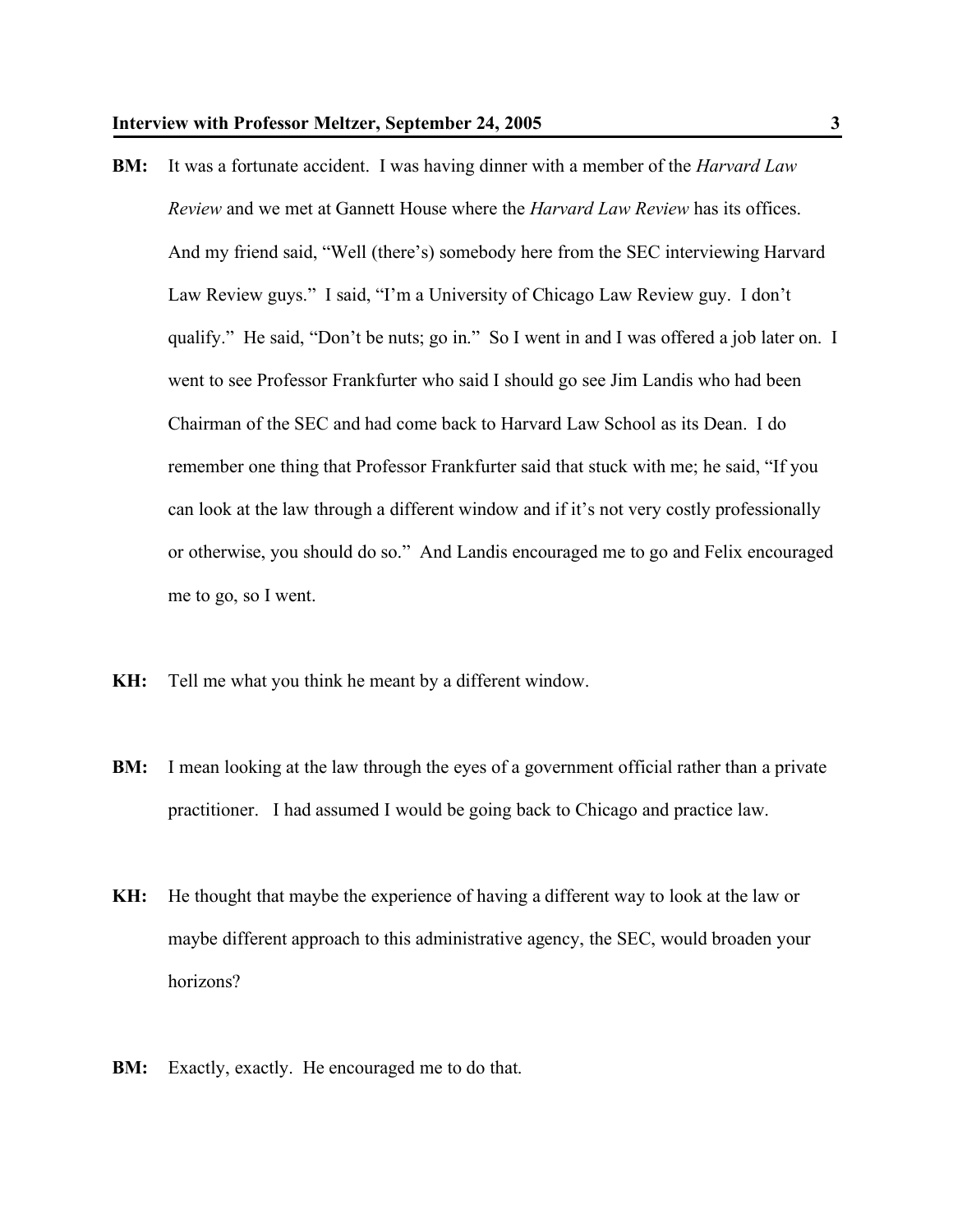**BM:** It was a fortunate accident. I was having dinner with a member of the *Harvard Law Review* and we met at Gannett House where the *Harvard Law Review* has its offices. And my friend said, "Well (there's) somebody here from the SEC interviewing Harvard Law Review guys." I said, "I'm a University of Chicago Law Review guy. I don't qualify." He said, "Don't be nuts; go in." So I went in and I was offered a job later on. I went to see Professor Frankfurter who said I should go see Jim Landis who had been Chairman of the SEC and had come back to Harvard Law School as its Dean. I do remember one thing that Professor Frankfurter said that stuck with me; he said, "If you can look at the law through a different window and if it's not very costly professionally or otherwise, you should do so." And Landis encouraged me to go and Felix encouraged me to go, so I went.

**KH:** Tell me what you think he meant by a different window.

**BM:** I mean looking at the law through the eyes of a government official rather than a private practitioner. I had assumed I would be going back to Chicago and practice law.

**KH:** He thought that maybe the experience of having a different way to look at the law or maybe different approach to this administrative agency, the SEC, would broaden your horizons?

**BM:** Exactly, exactly. He encouraged me to do that.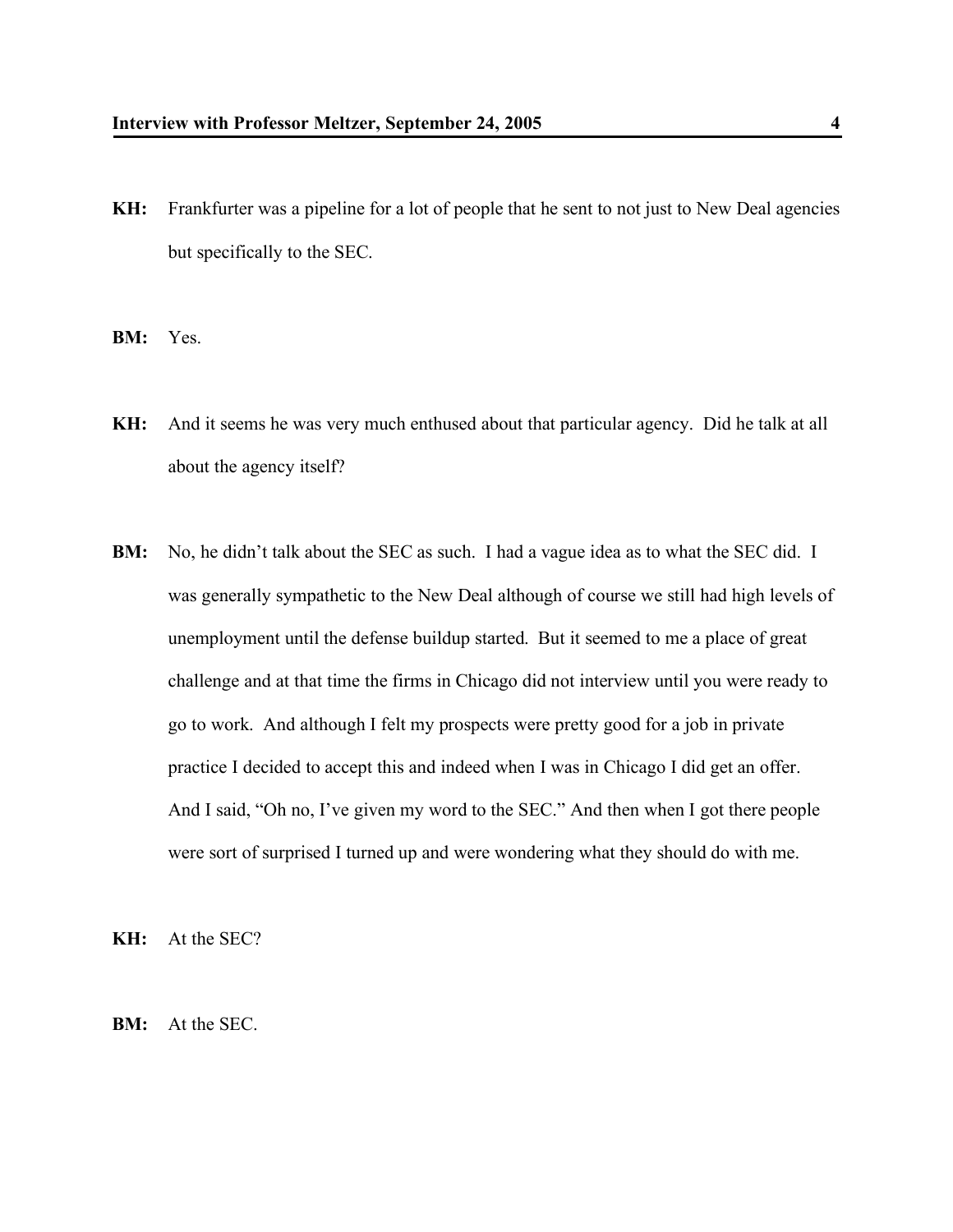**KH:** Frankfurter was a pipeline for a lot of people that he sent to not just to New Deal agencies but specifically to the SEC.

**BM:** Yes.

**KH:** And it seems he was very much enthused about that particular agency. Did he talk at all about the agency itself?

**BM:** No, he didn't talk about the SEC as such. I had a vague idea as to what the SEC did. I was generally sympathetic to the New Deal although of course we still had high levels of unemployment until the defense buildup started. But it seemed to me a place of great challenge and at that time the firms in Chicago did not interview until you were ready to go to work. And although I felt my prospects were pretty good for a job in private practice I decided to accept this and indeed when I was in Chicago I did get an offer. And I said, "Oh no, I've given my word to the SEC." And then when I got there people were sort of surprised I turned up and were wondering what they should do with me.

**KH:** At the SEC?

**BM:** At the SEC.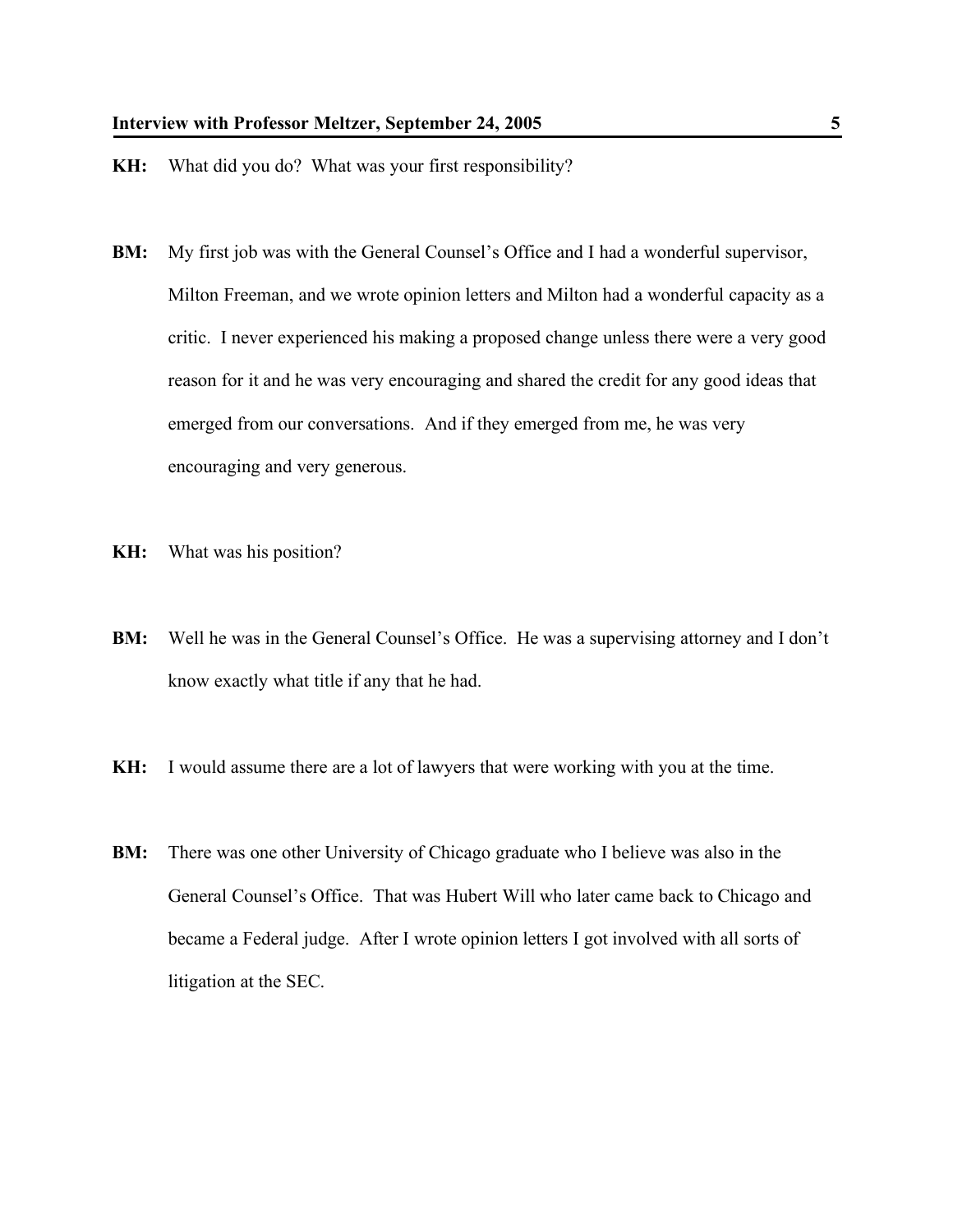**KH:** What did you do? What was your first responsibility?

**BM:** My first job was with the General Counsel's Office and I had a wonderful supervisor, Milton Freeman, and we wrote opinion letters and Milton had a wonderful capacity as a critic. I never experienced his making a proposed change unless there were a very good reason for it and he was very encouraging and shared the credit for any good ideas that emerged from our conversations. And if they emerged from me, he was very encouraging and very generous.

**KH:** What was his position?

**BM:** Well he was in the General Counsel's Office. He was a supervising attorney and I don't know exactly what title if any that he had.

**KH:** I would assume there are a lot of lawyers that were working with you at the time.

**BM:** There was one other University of Chicago graduate who I believe was also in the General Counsel's Office. That was Hubert Will who later came back to Chicago and became a Federal judge. After I wrote opinion letters I got involved with all sorts of litigation at the SEC.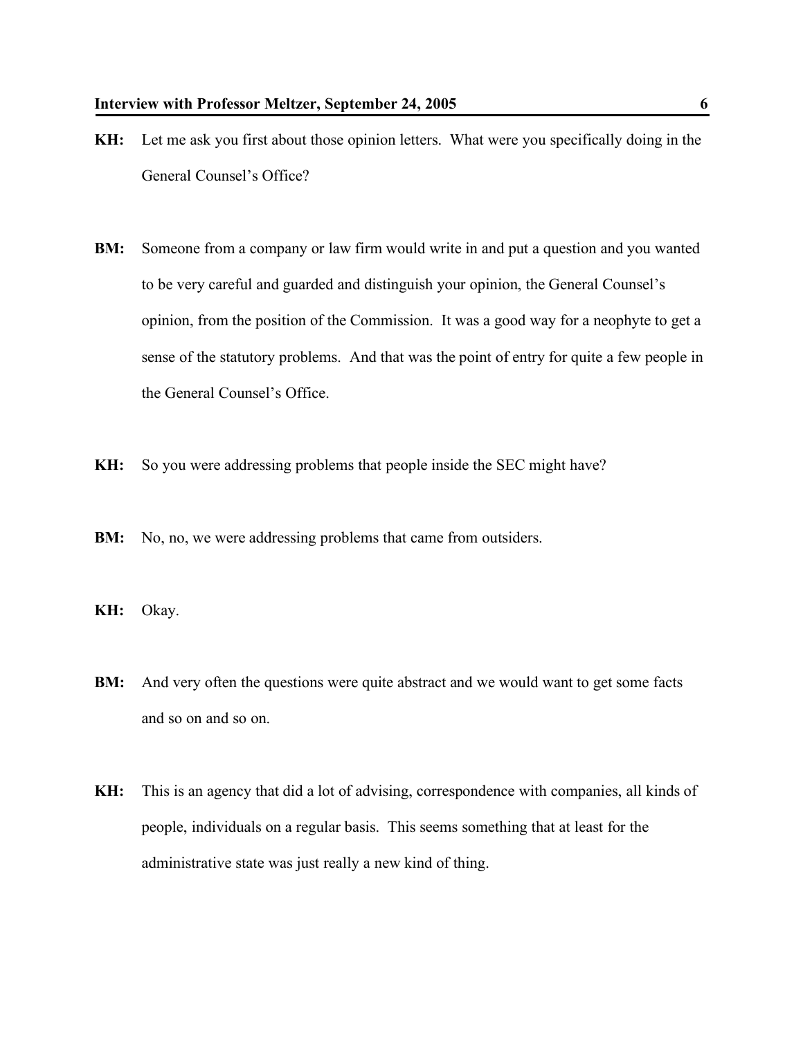**KH:** Let me ask you first about those opinion letters. What were you specifically doing in the General Counsel's Office?

**BM:** Someone from a company or law firm would write in and put a question and you wanted to be very careful and guarded and distinguish your opinion, the General Counsel's opinion, from the position of the Commission. It was a good way for a neophyte to get a sense of the statutory problems. And that was the point of entry for quite a few people in the General Counsel's Office.

**KH:** So you were addressing problems that people inside the SEC might have?

**BM:** No, no, we were addressing problems that came from outsiders.

**KH:** Okay.

**BM:** And very often the questions were quite abstract and we would want to get some facts and so on and so on.

**KH:** This is an agency that did a lot of advising, correspondence with companies, all kinds of people, individuals on a regular basis. This seems something that at least for the administrative state was just really a new kind of thing.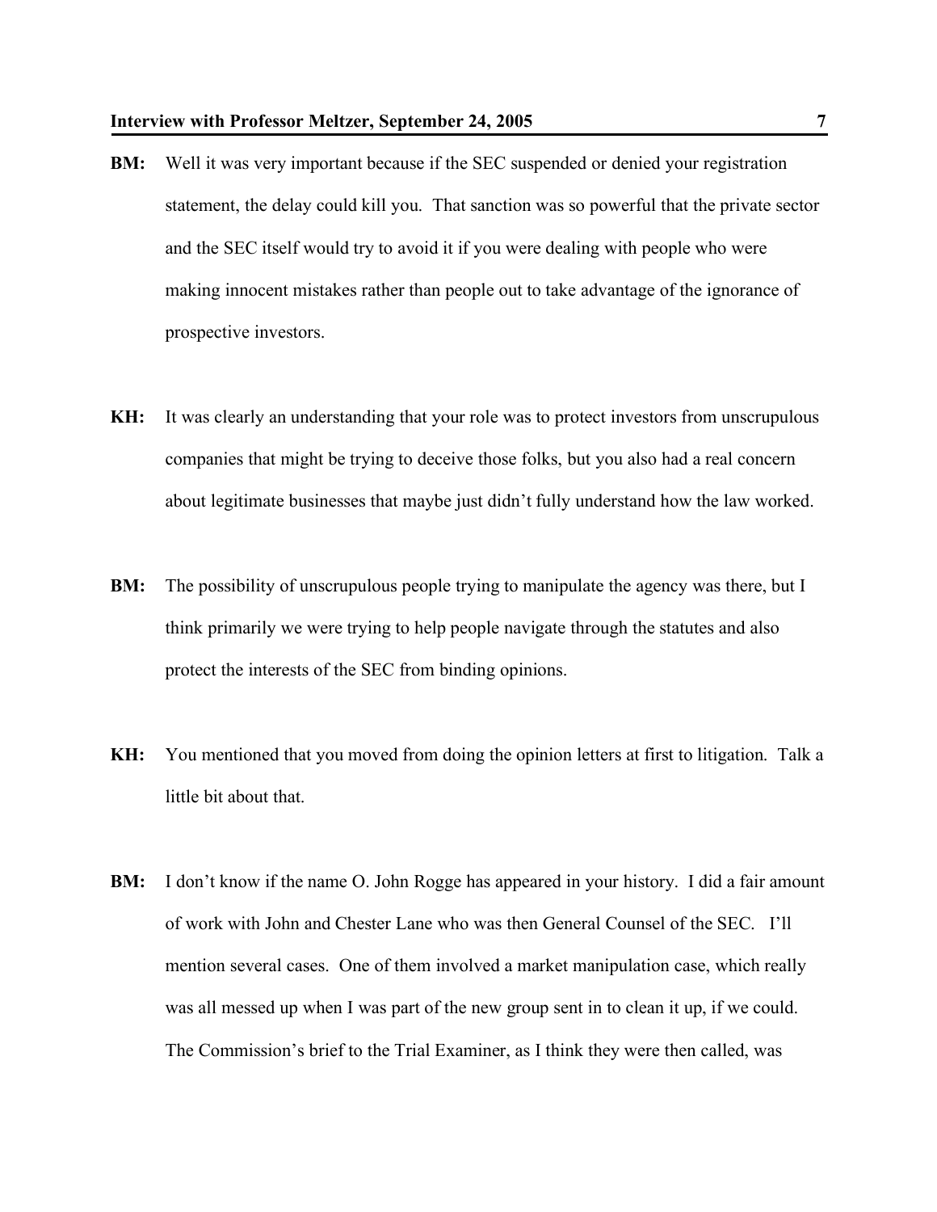**BM:** Well it was very important because if the SEC suspended or denied your registration statement, the delay could kill you. That sanction was so powerful that the private sector and the SEC itself would try to avoid it if you were dealing with people who were making innocent mistakes rather than people out to take advantage of the ignorance of prospective investors.

**KH:** It was clearly an understanding that your role was to protect investors from unscrupulous companies that might be trying to deceive those folks, but you also had a real concern about legitimate businesses that maybe just didn't fully understand how the law worked.

**BM:** The possibility of unscrupulous people trying to manipulate the agency was there, but I think primarily we were trying to help people navigate through the statutes and also protect the interests of the SEC from binding opinions.

**KH:** You mentioned that you moved from doing the opinion letters at first to litigation. Talk a little bit about that.

**BM:** I don't know if the name O. John Rogge has appeared in your history. I did a fair amount of work with John and Chester Lane who was then General Counsel of the SEC. I'll mention several cases. One of them involved a market manipulation case, which really was all messed up when I was part of the new group sent in to clean it up, if we could. The Commission's brief to the Trial Examiner, as I think they were then called, was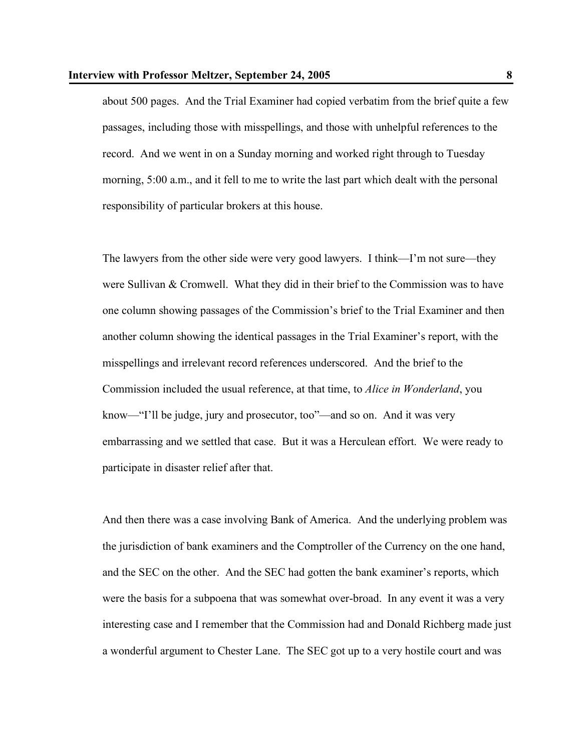about 500 pages. And the Trial Examiner had copied verbatim from the brief quite a few passages, including those with misspellings, and those with unhelpful references to the record. And we went in on a Sunday morning and worked right through to Tuesday morning, 5:00 a.m., and it fell to me to write the last part which dealt with the personal responsibility of particular brokers at this house.

The lawyers from the other side were very good lawyers. I think—I'm not sure—they were Sullivan & Cromwell. What they did in their brief to the Commission was to have one column showing passages of the Commission's brief to the Trial Examiner and then another column showing the identical passages in the Trial Examiner's report, with the misspellings and irrelevant record references underscored. And the brief to the Commission included the usual reference, at that time, to *Alice in Wonderland*, you know—"I'll be judge, jury and prosecutor, too"—and so on. And it was very embarrassing and we settled that case. But it was a Herculean effort. We were ready to participate in disaster relief after that.

And then there was a case involving Bank of America. And the underlying problem was the jurisdiction of bank examiners and the Comptroller of the Currency on the one hand, and the SEC on the other. And the SEC had gotten the bank examiner's reports, which were the basis for a subpoena that was somewhat over-broad. In any event it was a very interesting case and I remember that the Commission had and Donald Richberg made just a wonderful argument to Chester Lane. The SEC got up to a very hostile court and was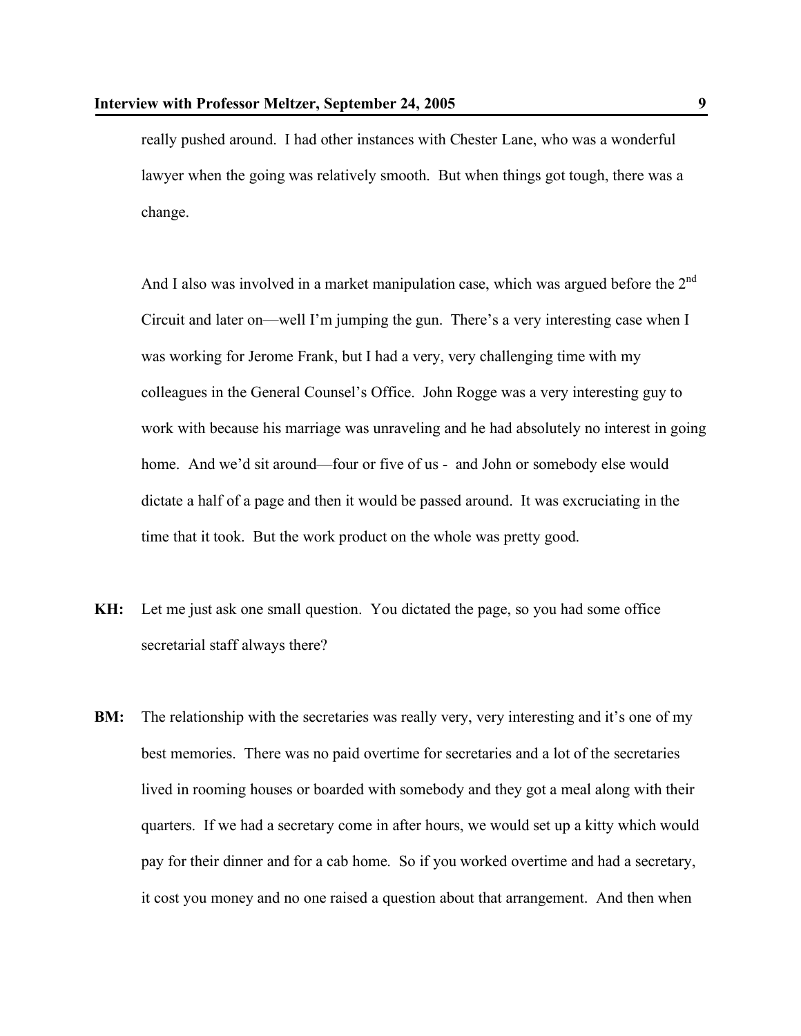really pushed around. I had other instances with Chester Lane, who was a wonderful lawyer when the going was relatively smooth. But when things got tough, there was a change.

And I also was involved in a market manipulation case, which was argued before the 2nd Circuit and later on—well I'm jumping the gun. There's a very interesting case when I was working for Jerome Frank, but I had a very, very challenging time with my colleagues in the General Counsel's Office. John Rogge was a very interesting guy to work with because his marriage was unraveling and he had absolutely no interest in going home. And we'd sit around—four or five of us - and John or somebody else would dictate a half of a page and then it would be passed around. It was excruciating in the time that it took. But the work product on the whole was pretty good.

**KH:** Let me just ask one small question. You dictated the page, so you had some office secretarial staff always there?

**BM:** The relationship with the secretaries was really very, very interesting and it's one of my best memories. There was no paid overtime for secretaries and a lot of the secretaries lived in rooming houses or boarded with somebody and they got a meal along with their quarters. If we had a secretary come in after hours, we would set up a kitty which would pay for their dinner and for a cab home. So if you worked overtime and had a secretary, it cost you money and no one raised a question about that arrangement. And then when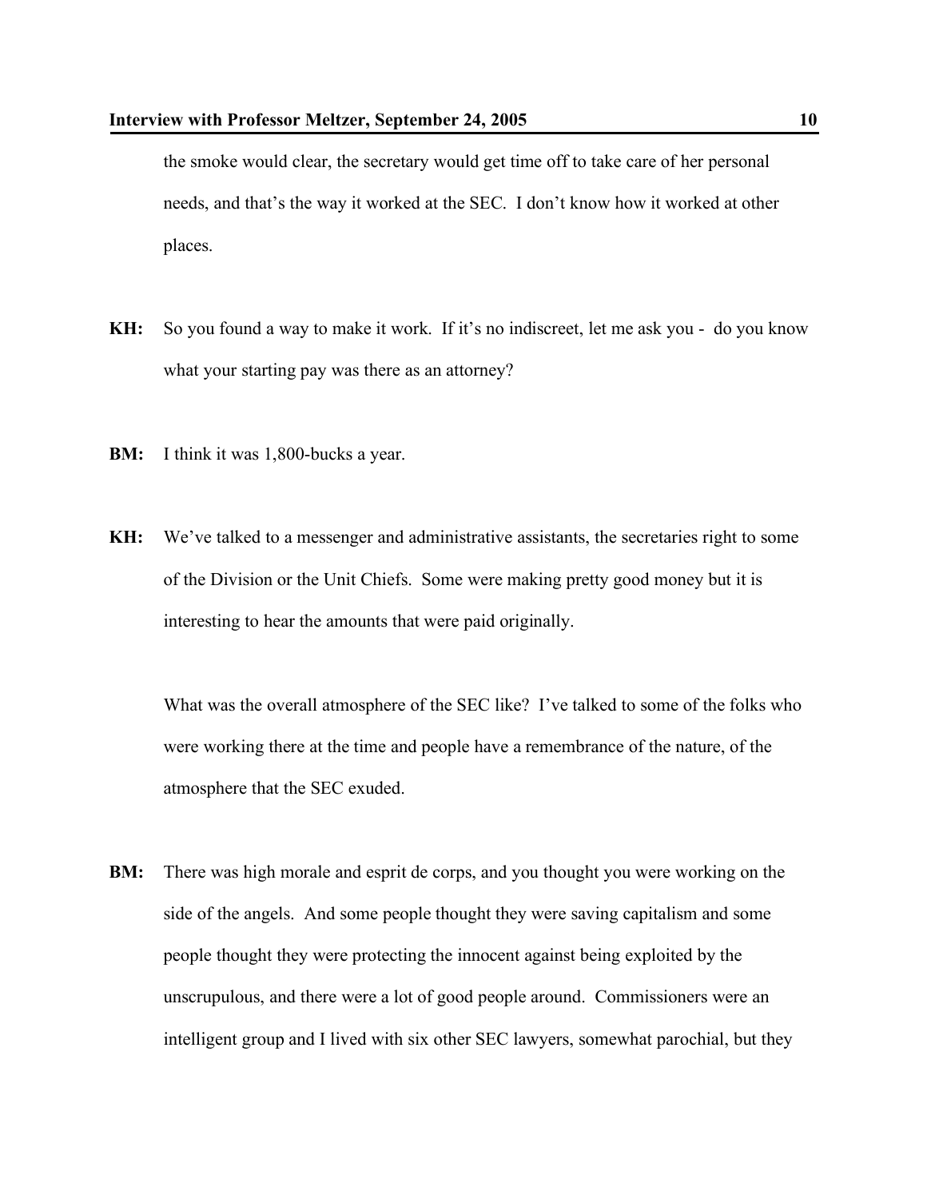the smoke would clear, the secretary would get time off to take care of her personal needs, and that's the way it worked at the SEC. I don't know how it worked at other places.

**KH:** So you found a way to make it work. If it's no indiscreet, let me ask you - do you know what your starting pay was there as an attorney?

**BM:** I think it was 1,800-bucks a year.

**KH:** We've talked to a messenger and administrative assistants, the secretaries right to some of the Division or the Unit Chiefs. Some were making pretty good money but it is interesting to hear the amounts that were paid originally.

What was the overall atmosphere of the SEC like? I've talked to some of the folks who were working there at the time and people have a remembrance of the nature, of the atmosphere that the SEC exuded.

**BM:** There was high morale and esprit de corps, and you thought you were working on the side of the angels. And some people thought they were saving capitalism and some people thought they were protecting the innocent against being exploited by the unscrupulous, and there were a lot of good people around. Commissioners were an intelligent group and I lived with six other SEC lawyers, somewhat parochial, but they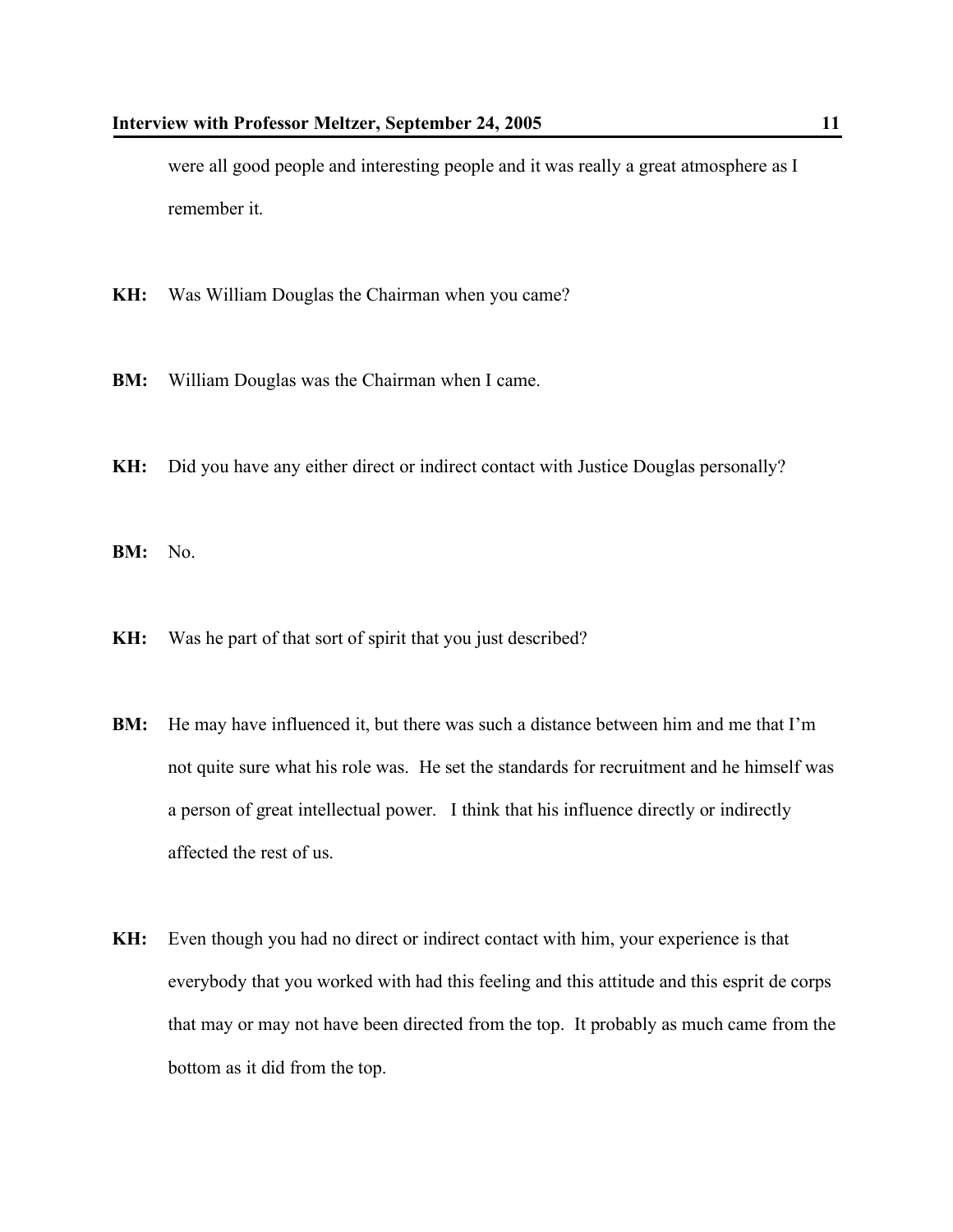were all good people and interesting people and it was really a great atmosphere as I remember it.

**KH:** Was William Douglas the Chairman when you came?

**BM:** William Douglas was the Chairman when I came.

**KH:** Did you have any either direct or indirect contact with Justice Douglas personally?

**BM:** No.

**KH:** Was he part of that sort of spirit that you just described?

**BM:** He may have influenced it, but there was such a distance between him and me that I'm not quite sure what his role was. He set the standards for recruitment and he himself was a person of great intellectual power. I think that his influence directly or indirectly affected the rest of us.

**KH:** Even though you had no direct or indirect contact with him, your experience is that everybody that you worked with had this feeling and this attitude and this esprit de corps that may or may not have been directed from the top. It probably as much came from the bottom as it did from the top.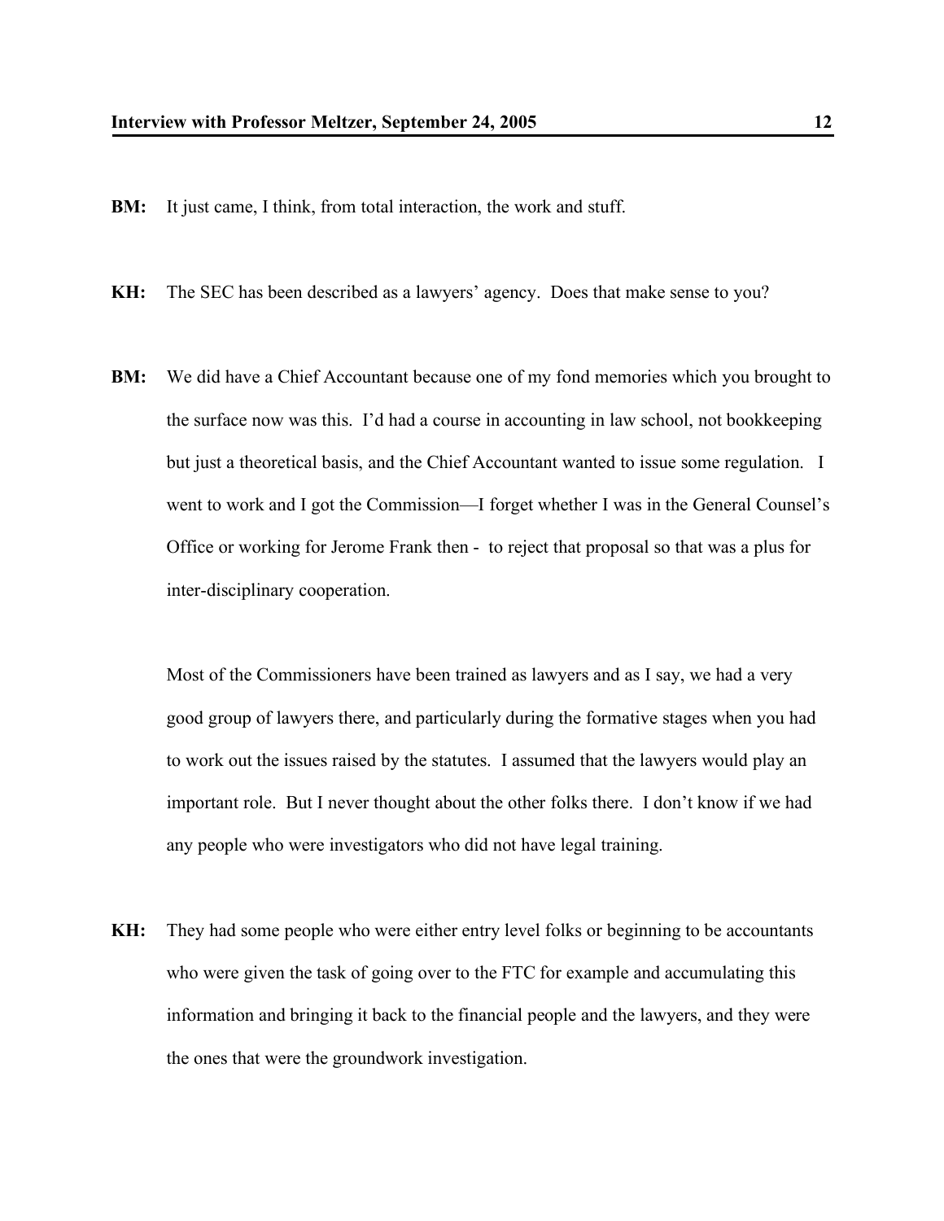**BM:** It just came, I think, from total interaction, the work and stuff.

**KH:** The SEC has been described as a lawyers' agency. Does that make sense to you?

**BM:** We did have a Chief Accountant because one of my fond memories which you brought to the surface now was this. I'd had a course in accounting in law school, not bookkeeping but just a theoretical basis, and the Chief Accountant wanted to issue some regulation. I went to work and I got the Commission—I forget whether I was in the General Counsel's Office or working for Jerome Frank then - to reject that proposal so that was a plus for inter-disciplinary cooperation.

Most of the Commissioners have been trained as lawyers and as I say, we had a very good group of lawyers there, and particularly during the formative stages when you had to work out the issues raised by the statutes. I assumed that the lawyers would play an important role. But I never thought about the other folks there. I don't know if we had any people who were investigators who did not have legal training.

**KH:** They had some people who were either entry level folks or beginning to be accountants who were given the task of going over to the FTC for example and accumulating this information and bringing it back to the financial people and the lawyers, and they were the ones that were the groundwork investigation.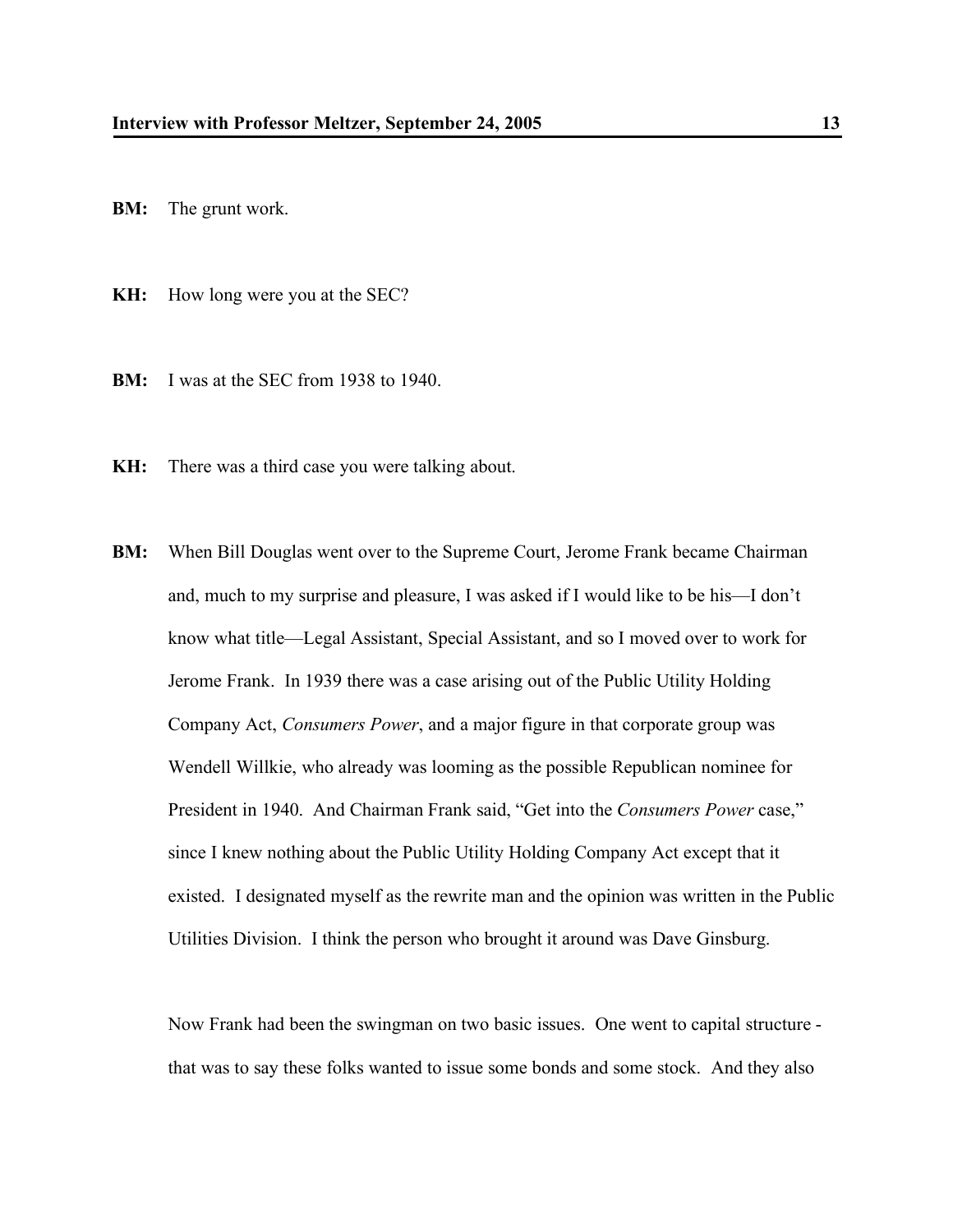**BM:** The grunt work.

**KH:** How long were you at the SEC?

**BM:** I was at the SEC from 1938 to 1940.

**KH:** There was a third case you were talking about.

**BM:** When Bill Douglas went over to the Supreme Court, Jerome Frank became Chairman and, much to my surprise and pleasure, I was asked if I would like to be his—I don't know what title—Legal Assistant, Special Assistant, and so I moved over to work for Jerome Frank. In 1939 there was a case arising out of the Public Utility Holding Company Act, *Consumers Power*, and a major figure in that corporate group was Wendell Willkie, who already was looming as the possible Republican nominee for President in 1940. And Chairman Frank said, "Get into the *Consumers Power* case," since I knew nothing about the Public Utility Holding Company Act except that it existed. I designated myself as the rewrite man and the opinion was written in the Public Utilities Division. I think the person who brought it around was Dave Ginsburg.

Now Frank had been the swingman on two basic issues. One went to capital structure - that was to say these folks wanted to issue some bonds and some stock. And they also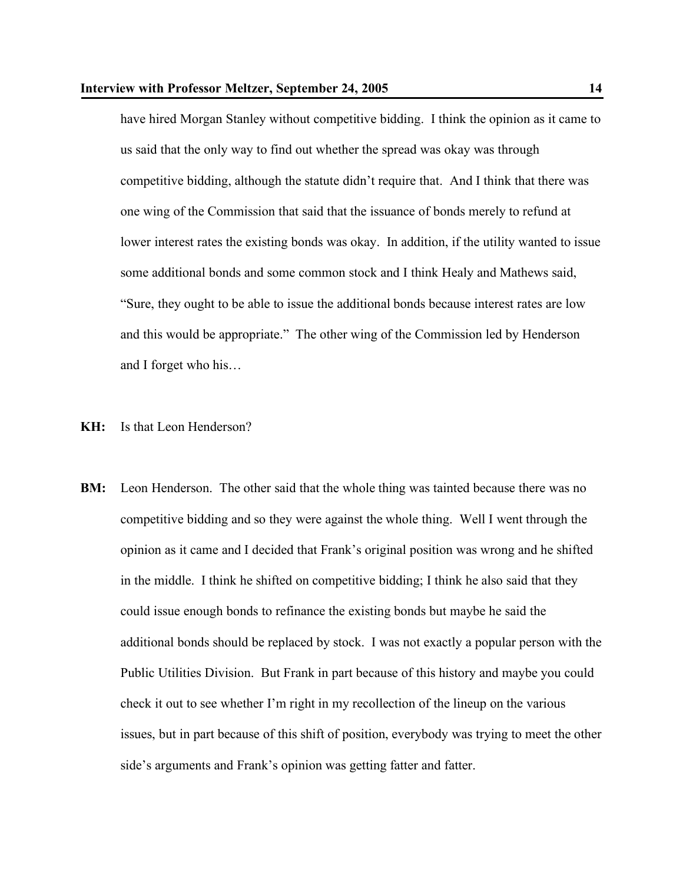have hired Morgan Stanley without competitive bidding. I think the opinion as it came to us said that the only way to find out whether the spread was okay was through competitive bidding, although the statute didn't require that. And I think that there was one wing of the Commission that said that the issuance of bonds merely to refund at lower interest rates the existing bonds was okay. In addition, if the utility wanted to issue some additional bonds and some common stock and I think Healy and Mathews said, "Sure, they ought to be able to issue the additional bonds because interest rates are low and this would be appropriate." The other wing of the Commission led by Henderson and I forget who his…

**KH:** Is that Leon Henderson?

**BM:** Leon Henderson. The other said that the whole thing was tainted because there was no competitive bidding and so they were against the whole thing. Well I went through the opinion as it came and I decided that Frank's original position was wrong and he shifted in the middle. I think he shifted on competitive bidding; I think he also said that they could issue enough bonds to refinance the existing bonds but maybe he said the additional bonds should be replaced by stock. I was not exactly a popular person with the Public Utilities Division. But Frank in part because of this history and maybe you could check it out to see whether I'm right in my recollection of the lineup on the various issues, but in part because of this shift of position, everybody was trying to meet the other side's arguments and Frank's opinion was getting fatter and fatter.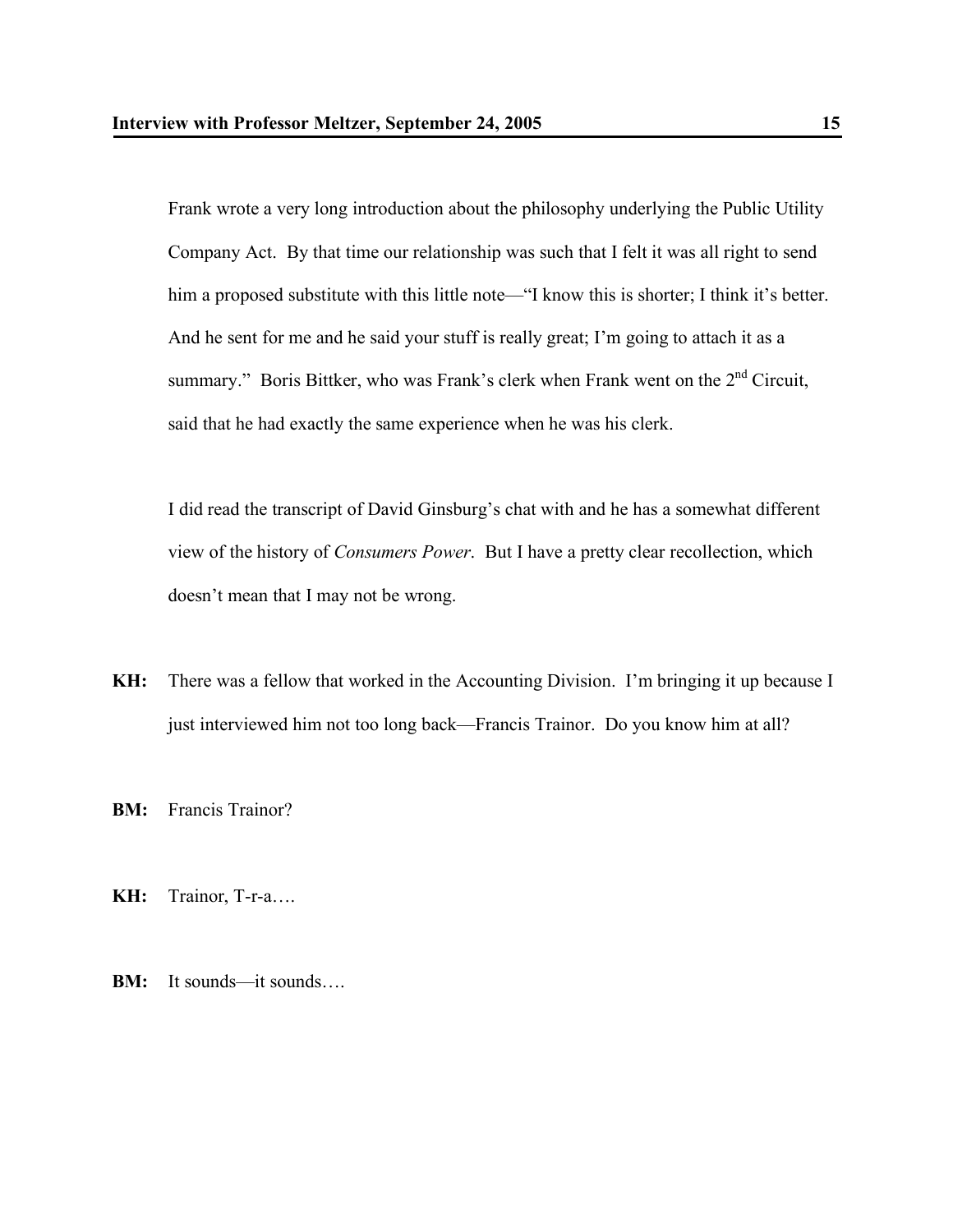Frank wrote a very long introduction about the philosophy underlying the Public Utility Company Act. By that time our relationship was such that I felt it was all right to send him a proposed substitute with this little note—"I know this is shorter; I think it's better. And he sent for me and he said your stuff is really great; I'm going to attach it as a summary." Boris Bittker, who was Frank's clerk when Frank went on the 2nd Circuit, said that he had exactly the same experience when he was his clerk.

I did read the transcript of David Ginsburg's chat with and he has a somewhat different view of the history of *Consumers Power*. But I have a pretty clear recollection, which doesn't mean that I may not be wrong.

**KH:** There was a fellow that worked in the Accounting Division. I'm bringing it up because I just interviewed him not too long back—Francis Trainor. Do you know him at all?

**BM:** Francis Trainor?

**KH:** Trainor, T-r-a….

**BM:** It sounds—it sounds….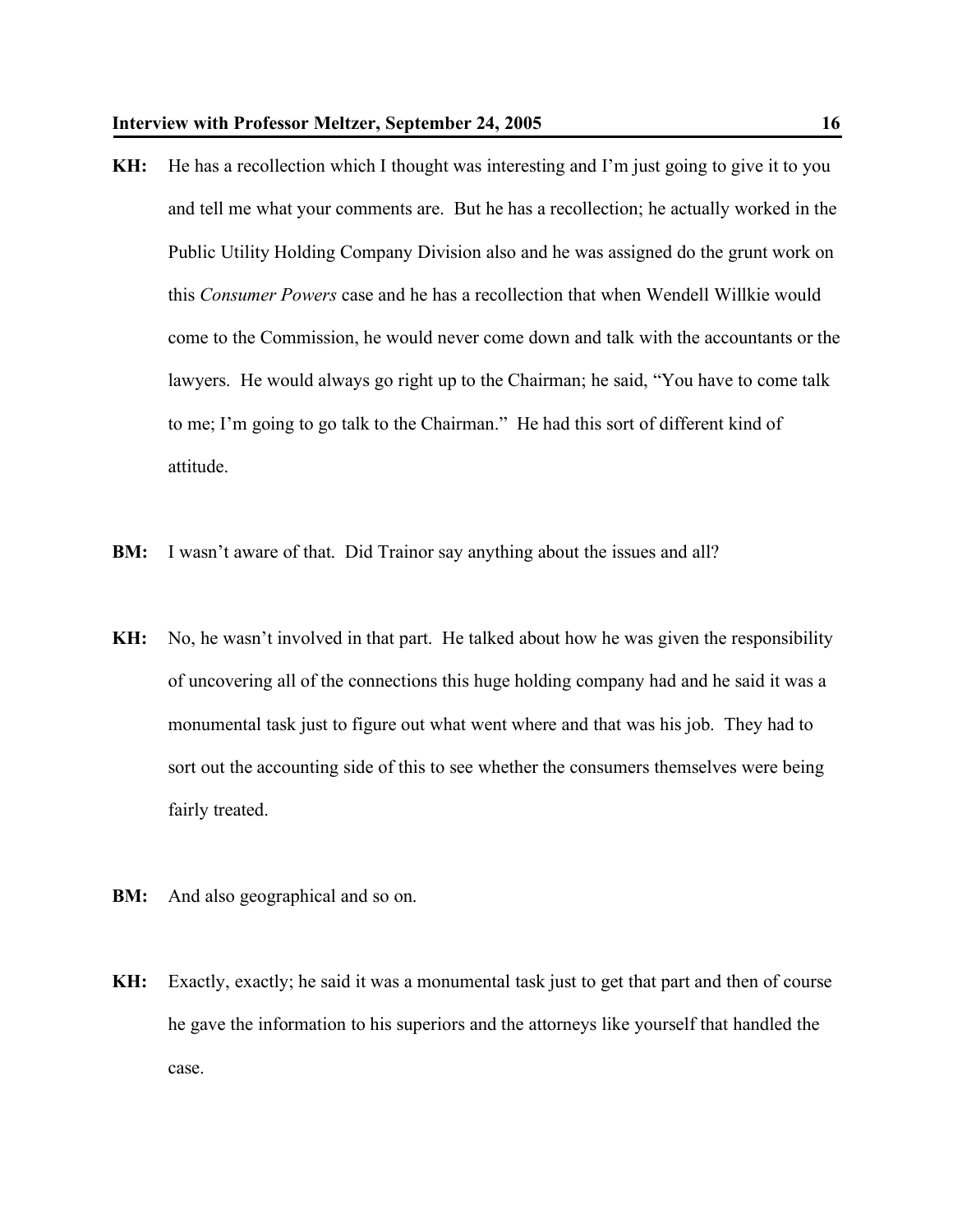**KH:** He has a recollection which I thought was interesting and I'm just going to give it to you and tell me what your comments are. But he has a recollection; he actually worked in the Public Utility Holding Company Division also and he was assigned do the grunt work on this *Consumer Powers* case and he has a recollection that when Wendell Willkie would come to the Commission, he would never come down and talk with the accountants or the lawyers. He would always go right up to the Chairman; he said, "You have to come talk to me; I'm going to go talk to the Chairman." He had this sort of different kind of attitude.

**BM:** I wasn't aware of that. Did Trainor say anything about the issues and all?

**KH:** No, he wasn't involved in that part. He talked about how he was given the responsibility of uncovering all of the connections this huge holding company had and he said it was a monumental task just to figure out what went where and that was his job. They had to sort out the accounting side of this to see whether the consumers themselves were being fairly treated.

**BM:** And also geographical and so on.

**KH:** Exactly, exactly; he said it was a monumental task just to get that part and then of course he gave the information to his superiors and the attorneys like yourself that handled the case.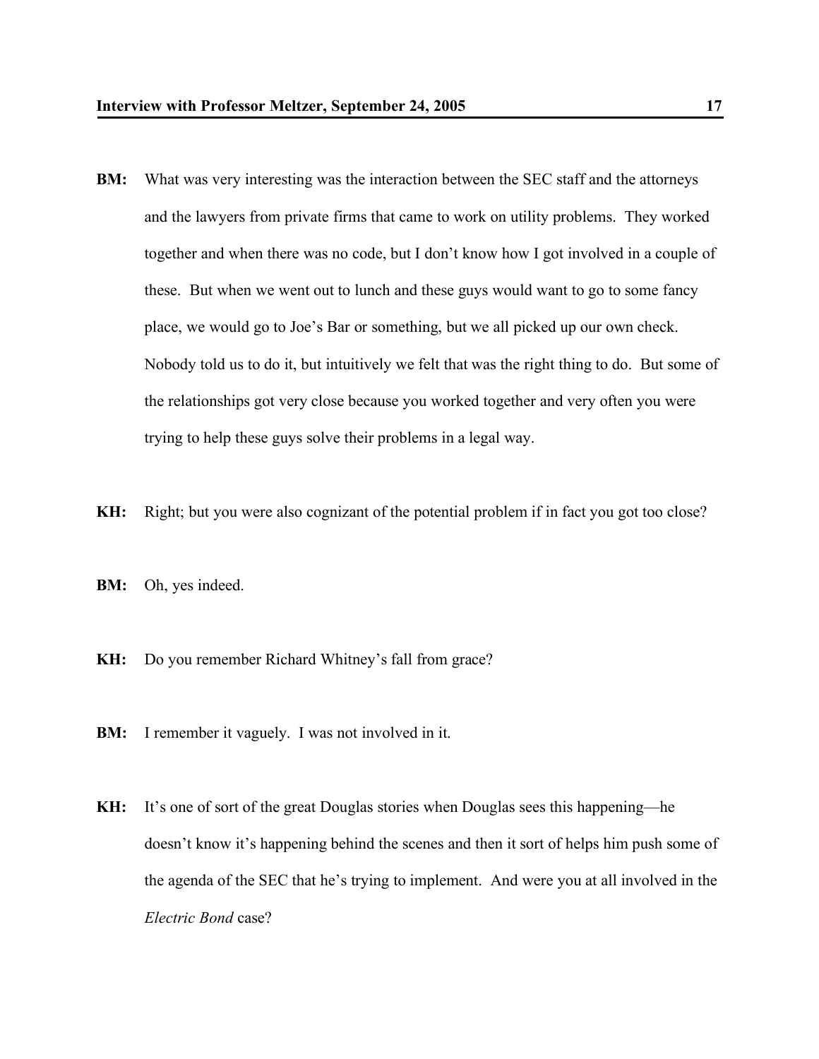**BM:** What was very interesting was the interaction between the SEC staff and the attorneys and the lawyers from private firms that came to work on utility problems. They worked together and when there was no code, but I don't know how I got involved in a couple of these. But when we went out to lunch and these guys would want to go to some fancy place, we would go to Joe's Bar or something, but we all picked up our own check. Nobody told us to do it, but intuitively we felt that was the right thing to do. But some of the relationships got very close because you worked together and very often you were trying to help these guys solve their problems in a legal way.

**KH:** Right; but you were also cognizant of the potential problem if in fact you got too close?

**BM:** Oh, yes indeed.

**KH:** Do you remember Richard Whitney's fall from grace?

**BM:** I remember it vaguely. I was not involved in it.

**KH:** It's one of sort of the great Douglas stories when Douglas sees this happening—he doesn't know it's happening behind the scenes and then it sort of helps him push some of the agenda of the SEC that he's trying to implement. And were you at all involved in the *Electric Bond* case?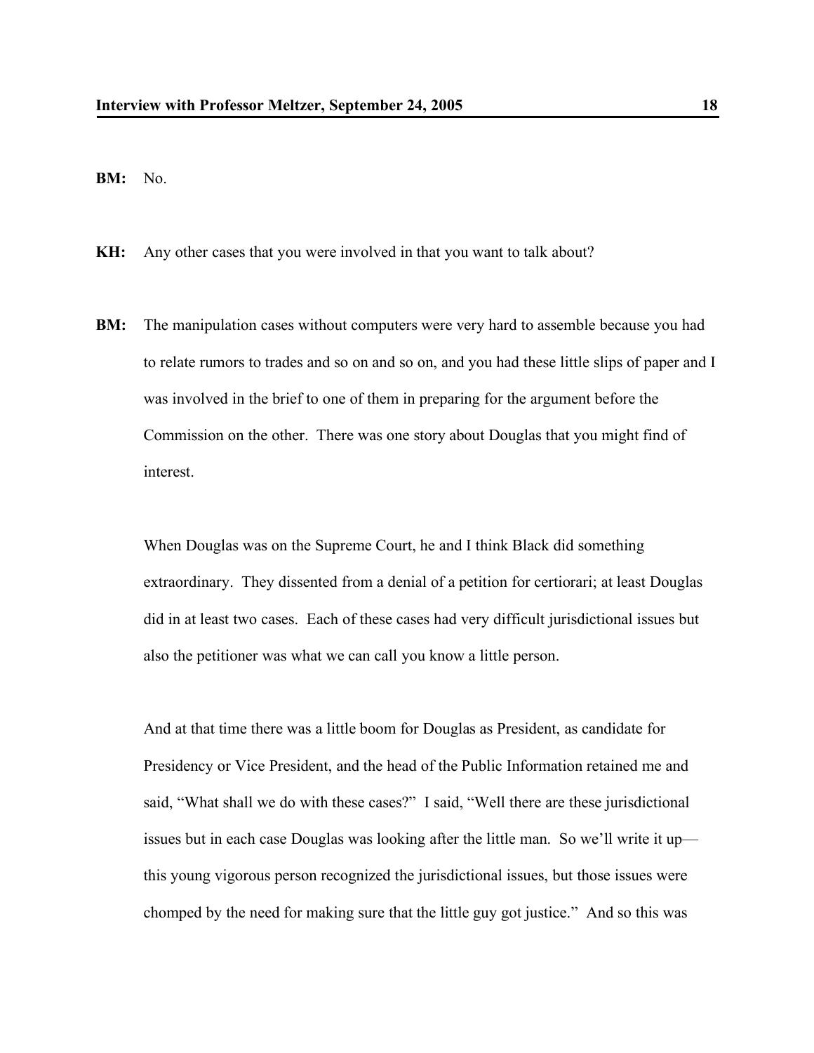**BM:** No.

**KH:** Any other cases that you were involved in that you want to talk about?

**BM:** The manipulation cases without computers were very hard to assemble because you had to relate rumors to trades and so on and so on, and you had these little slips of paper and I was involved in the brief to one of them in preparing for the argument before the Commission on the other. There was one story about Douglas that you might find of interest.

When Douglas was on the Supreme Court, he and I think Black did something extraordinary. They dissented from a denial of a petition for certiorari; at least Douglas did in at least two cases. Each of these cases had very difficult jurisdictional issues but also the petitioner was what we can call you know a little person.

And at that time there was a little boom for Douglas as President, as candidate for Presidency or Vice President, and the head of the Public Information retained me and said, "What shall we do with these cases?" I said, "Well there are these jurisdictional issues but in each case Douglas was looking after the little man. So we'll write it up—this young vigorous person recognized the jurisdictional issues, but those issues were chomped by the need for making sure that the little guy got justice." And so this was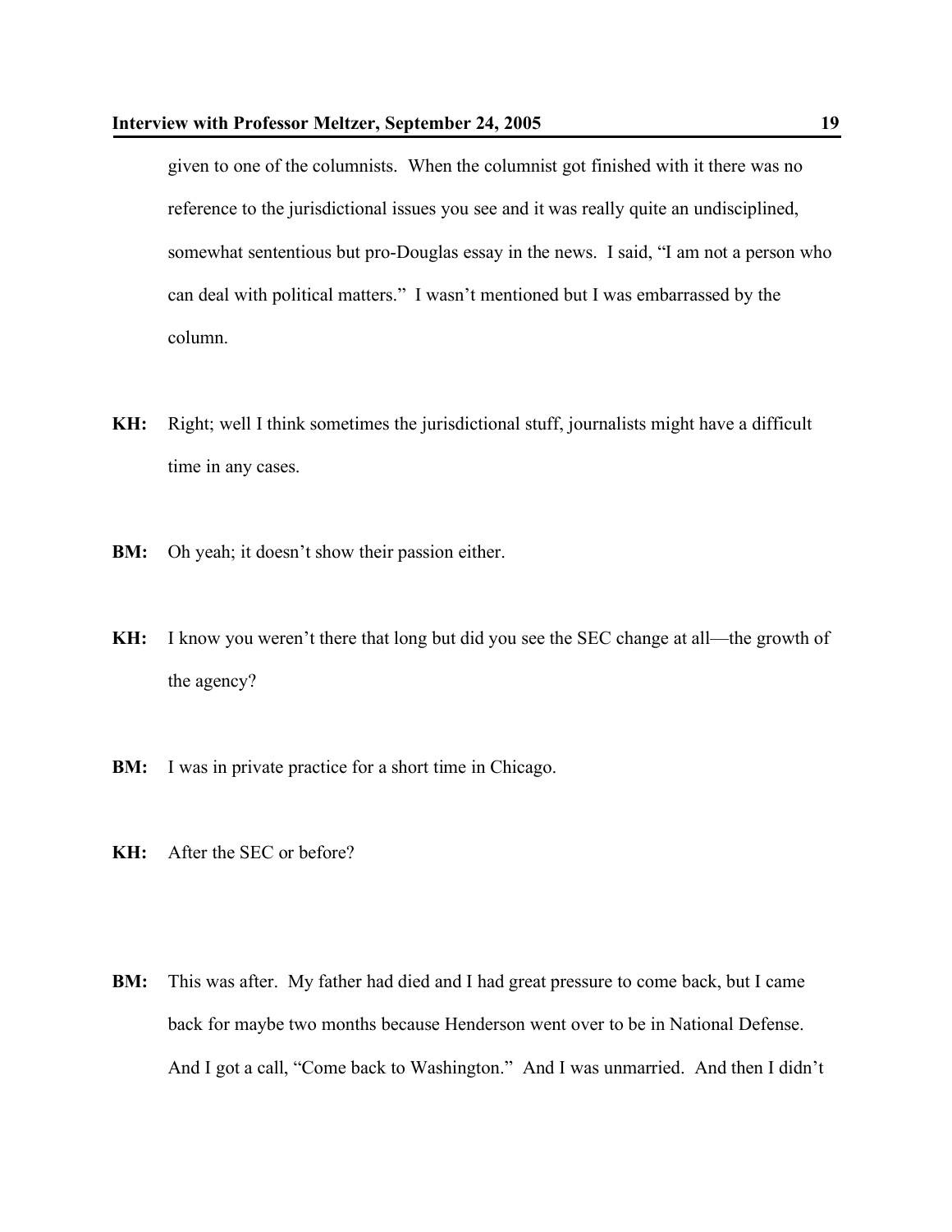given to one of the columnists. When the columnist got finished with it there was no reference to the jurisdictional issues you see and it was really quite an undisciplined, somewhat sententious but pro-Douglas essay in the news. I said, "I am not a person who can deal with political matters." I wasn't mentioned but I was embarrassed by the column.

**KH:** Right; well I think sometimes the jurisdictional stuff, journalists might have a difficult time in any cases.

**BM:** Oh yeah; it doesn't show their passion either.

**KH:** I know you weren't there that long but did you see the SEC change at all—the growth of the agency?

**BM:** I was in private practice for a short time in Chicago.

**KH:** After the SEC or before?

**BM:** This was after. My father had died and I had great pressure to come back, but I came back for maybe two months because Henderson went over to be in National Defense. And I got a call, "Come back to Washington." And I was unmarried. And then I didn't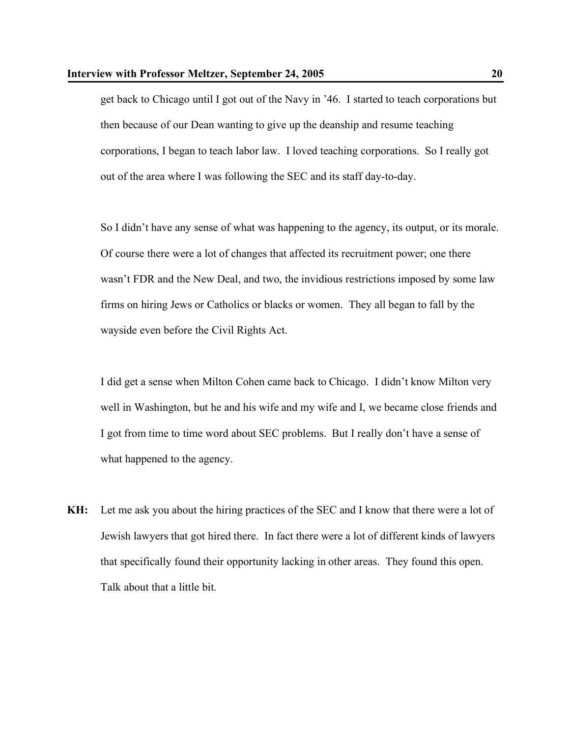get back to Chicago until I got out of the Navy in '46. I started to teach corporations but then because of our Dean wanting to give up the deanship and resume teaching corporations, I began to teach labor law. I loved teaching corporations. So I really got out of the area where I was following the SEC and its staff day-to-day.

So I didn't have any sense of what was happening to the agency, its output, or its morale. Of course there were a lot of changes that affected its recruitment power; one there wasn't FDR and the New Deal, and two, the invidious restrictions imposed by some law firms on hiring Jews or Catholics or blacks or women. They all began to fall by the wayside even before the Civil Rights Act.

I did get a sense when Milton Cohen came back to Chicago. I didn't know Milton very well in Washington, but he and his wife and my wife and I, we became close friends and I got from time to time word about SEC problems. But I really don't have a sense of what happened to the agency.

**KH:** Let me ask you about the hiring practices of the SEC and I know that there were a lot of Jewish lawyers that got hired there. In fact there were a lot of different kinds of lawyers that specifically found their opportunity lacking in other areas. They found this open. Talk about that a little bit.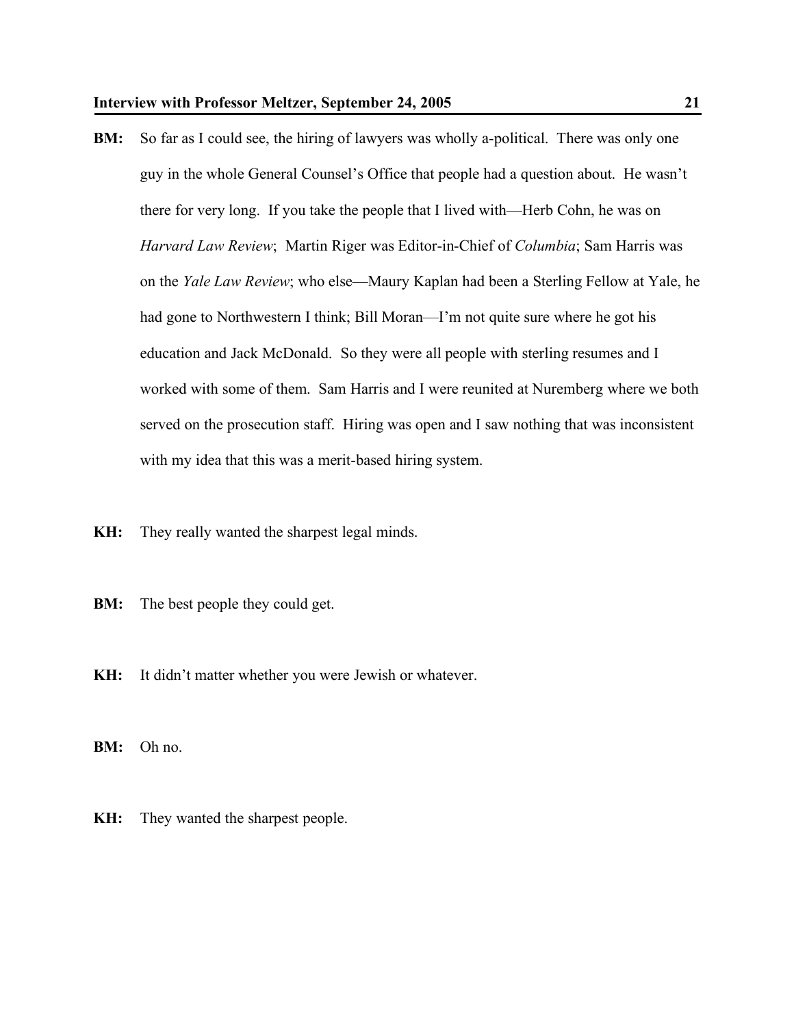**BM:** So far as I could see, the hiring of lawyers was wholly a-political. There was only one guy in the whole General Counsel's Office that people had a question about. He wasn't there for very long. If you take the people that I lived with—Herb Cohn, he was on *Harvard Law Review*; Martin Riger was Editor-in-Chief of *Columbia*; Sam Harris was on the *Yale Law Review*; who else—Maury Kaplan had been a Sterling Fellow at Yale, he had gone to Northwestern I think; Bill Moran—I'm not quite sure where he got his education and Jack McDonald. So they were all people with sterling resumes and I worked with some of them. Sam Harris and I were reunited at Nuremberg where we both served on the prosecution staff. Hiring was open and I saw nothing that was inconsistent with my idea that this was a merit-based hiring system.

**KH:** They really wanted the sharpest legal minds.

**BM:** The best people they could get.

**KH:** It didn't matter whether you were Jewish or whatever.

**BM:** Oh no.

**KH:** They wanted the sharpest people.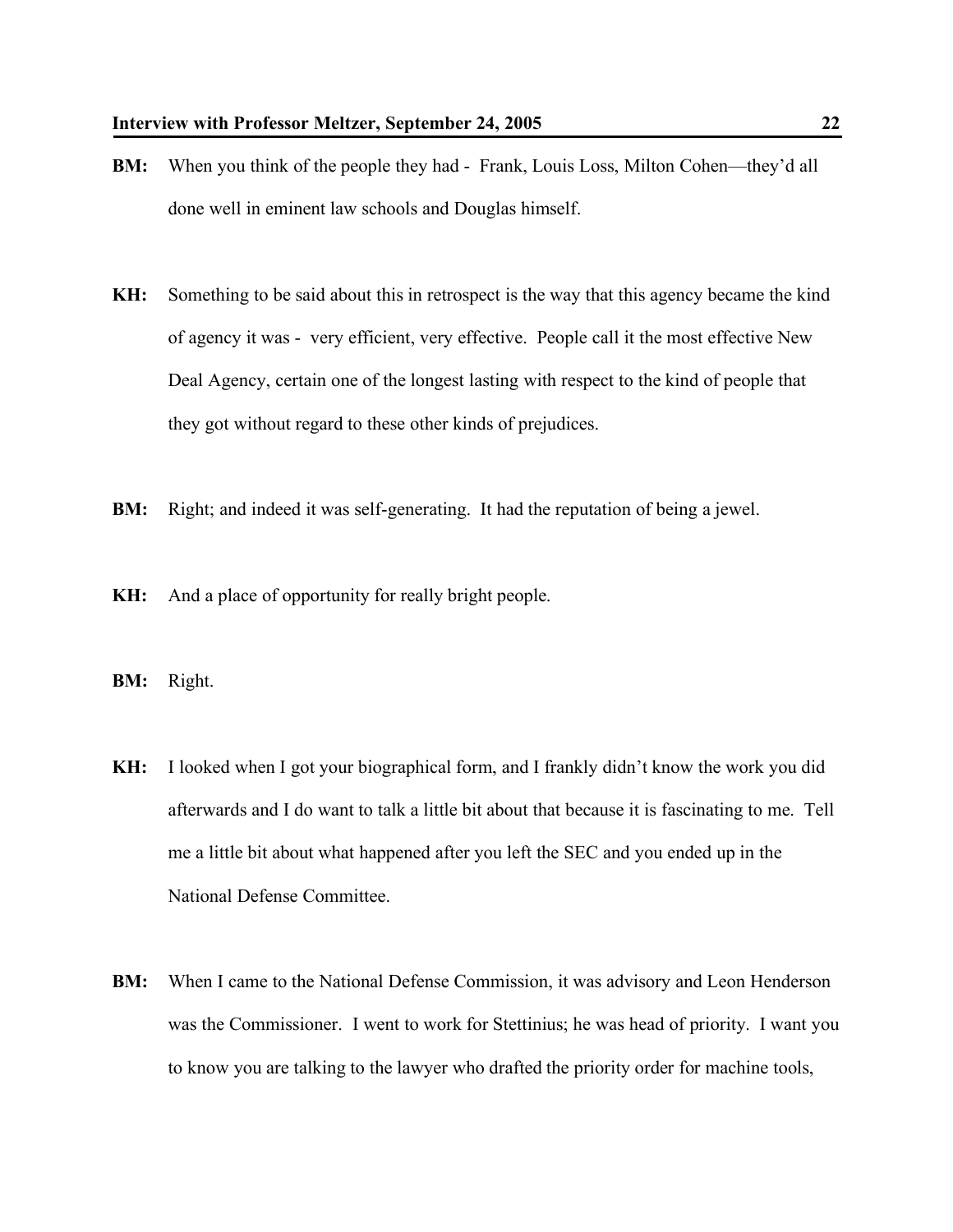**BM:** When you think of the people they had - Frank, Louis Loss, Milton Cohen—they'd all done well in eminent law schools and Douglas himself.

**KH:** Something to be said about this in retrospect is the way that this agency became the kind of agency it was - very efficient, very effective. People call it the most effective New Deal Agency, certain one of the longest lasting with respect to the kind of people that they got without regard to these other kinds of prejudices.

**BM:** Right; and indeed it was self-generating. It had the reputation of being a jewel.

**KH:** And a place of opportunity for really bright people.

**BM:** Right.

**KH:** I looked when I got your biographical form, and I frankly didn't know the work you did afterwards and I do want to talk a little bit about that because it is fascinating to me. Tell me a little bit about what happened after you left the SEC and you ended up in the National Defense Committee.

**BM:** When I came to the National Defense Commission, it was advisory and Leon Henderson was the Commissioner. I went to work for Stettinius; he was head of priority. I want you to know you are talking to the lawyer who drafted the priority order for machine tools,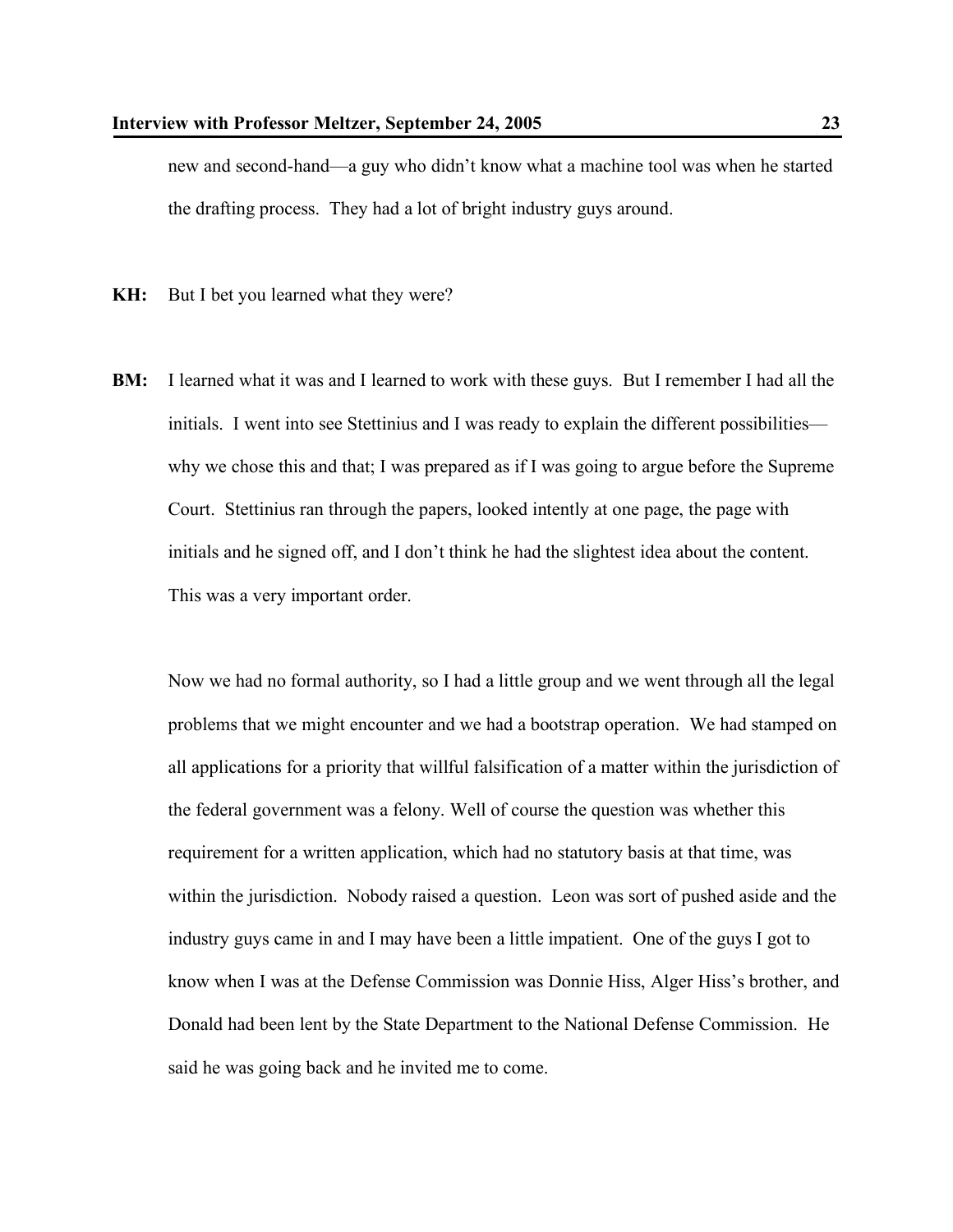new and second-hand—a guy who didn't know what a machine tool was when he started the drafting process. They had a lot of bright industry guys around.

**KH:** But I bet you learned what they were?

**BM:** I learned what it was and I learned to work with these guys. But I remember I had all the initials. I went into see Stettinius and I was ready to explain the different possibilities—why we chose this and that; I was prepared as if I was going to argue before the Supreme Court. Stettinius ran through the papers, looked intently at one page, the page with initials and he signed off, and I don't think he had the slightest idea about the content. This was a very important order.

Now we had no formal authority, so I had a little group and we went through all the legal problems that we might encounter and we had a bootstrap operation. We had stamped on all applications for a priority that willful falsification of a matter within the jurisdiction of the federal government was a felony. Well of course the question was whether this requirement for a written application, which had no statutory basis at that time, was within the jurisdiction. Nobody raised a question. Leon was sort of pushed aside and the industry guys came in and I may have been a little impatient. One of the guys I got to know when I was at the Defense Commission was Donnie Hiss, Alger Hiss's brother, and Donald had been lent by the State Department to the National Defense Commission. He said he was going back and he invited me to come.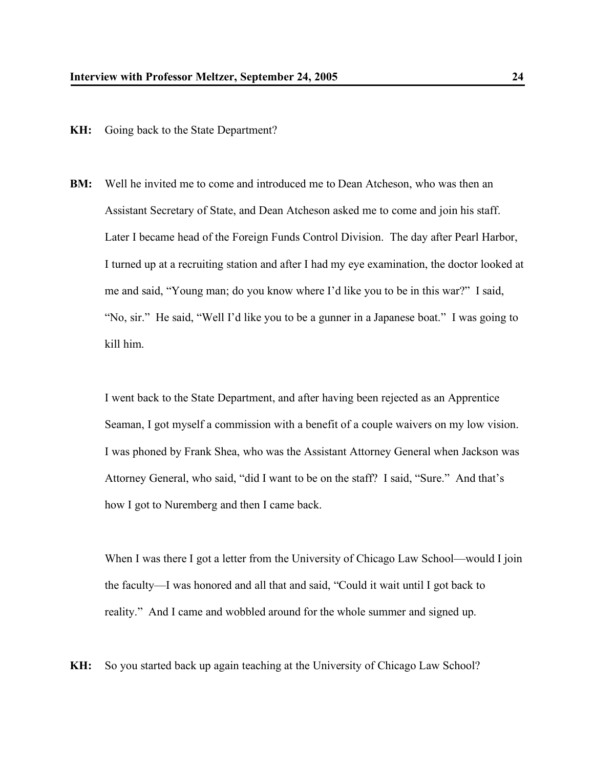**KH:** Going back to the State Department?

**BM:** Well he invited me to come and introduced me to Dean Atcheson, who was then an Assistant Secretary of State, and Dean Atcheson asked me to come and join his staff. Later I became head of the Foreign Funds Control Division. The day after Pearl Harbor, I turned up at a recruiting station and after I had my eye examination, the doctor looked at me and said, "Young man; do you know where I'd like you to be in this war?" I said, "No, sir." He said, "Well I'd like you to be a gunner in a Japanese boat." I was going to kill him.

I went back to the State Department, and after having been rejected as an Apprentice Seaman, I got myself a commission with a benefit of a couple waivers on my low vision. I was phoned by Frank Shea, who was the Assistant Attorney General when Jackson was Attorney General, who said, "did I want to be on the staff? I said, "Sure." And that's how I got to Nuremberg and then I came back.

When I was there I got a letter from the University of Chicago Law School—would I join the faculty—I was honored and all that and said, "Could it wait until I got back to reality." And I came and wobbled around for the whole summer and signed up.

**KH:** So you started back up again teaching at the University of Chicago Law School?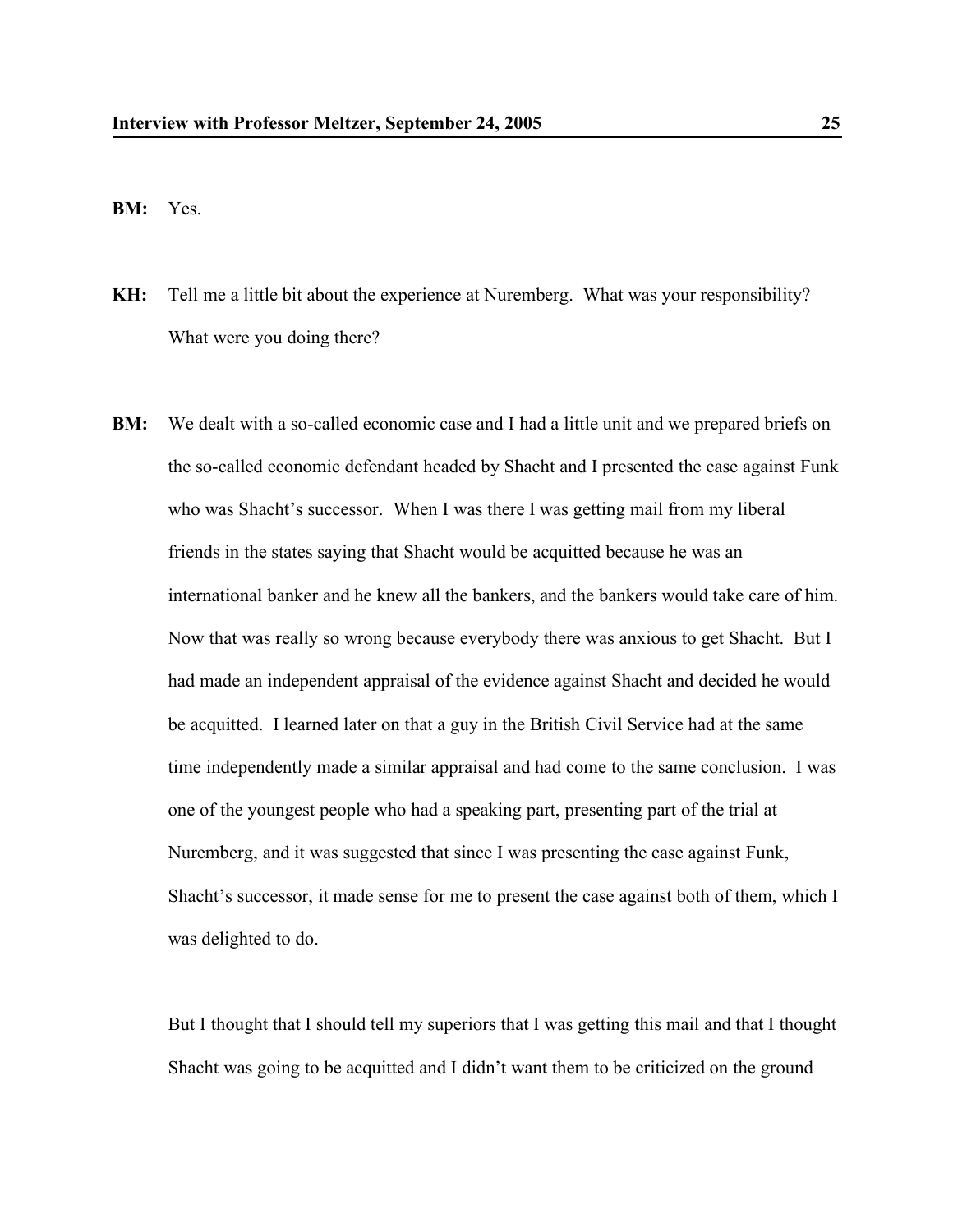**BM:** Yes.

**KH:** Tell me a little bit about the experience at Nuremberg. What was your responsibility? What were you doing there?

**BM:** We dealt with a so-called economic case and I had a little unit and we prepared briefs on the so-called economic defendant headed by Shacht and I presented the case against Funk who was Shacht's successor. When I was there I was getting mail from my liberal friends in the states saying that Shacht would be acquitted because he was an international banker and he knew all the bankers, and the bankers would take care of him. Now that was really so wrong because everybody there was anxious to get Shacht. But I had made an independent appraisal of the evidence against Shacht and decided he would be acquitted. I learned later on that a guy in the British Civil Service had at the same time independently made a similar appraisal and had come to the same conclusion. I was one of the youngest people who had a speaking part, presenting part of the trial at Nuremberg, and it was suggested that since I was presenting the case against Funk, Shacht's successor, it made sense for me to present the case against both of them, which I was delighted to do.

But I thought that I should tell my superiors that I was getting this mail and that I thought Shacht was going to be acquitted and I didn't want them to be criticized on the ground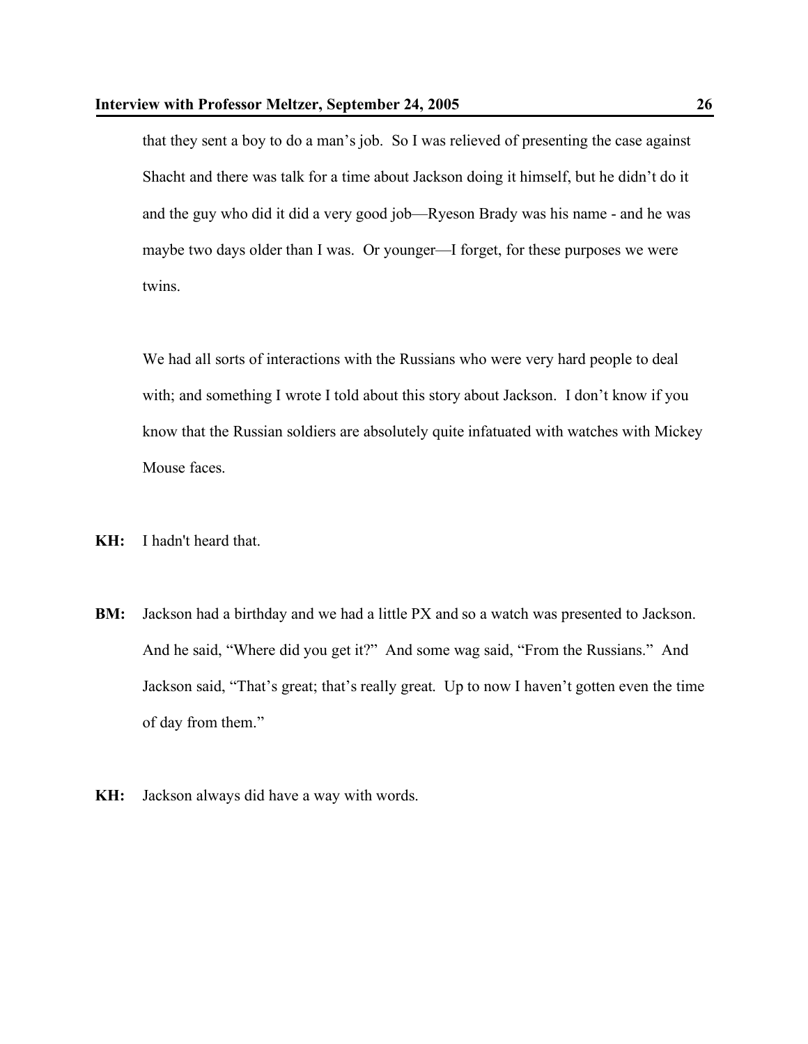that they sent a boy to do a man's job. So I was relieved of presenting the case against Shacht and there was talk for a time about Jackson doing it himself, but he didn't do it and the guy who did it did a very good job—Ryeson Brady was his name - and he was maybe two days older than I was. Or younger—I forget, for these purposes we were twins.

We had all sorts of interactions with the Russians who were very hard people to deal with; and something I wrote I told about this story about Jackson. I don't know if you know that the Russian soldiers are absolutely quite infatuated with watches with Mickey Mouse faces.

**KH:** I hadn't heard that.

**BM:** Jackson had a birthday and we had a little PX and so a watch was presented to Jackson. And he said, "Where did you get it?" And some wag said, "From the Russians." And Jackson said, "That's great; that's really great. Up to now I haven't gotten even the time of day from them."

**KH:** Jackson always did have a way with words.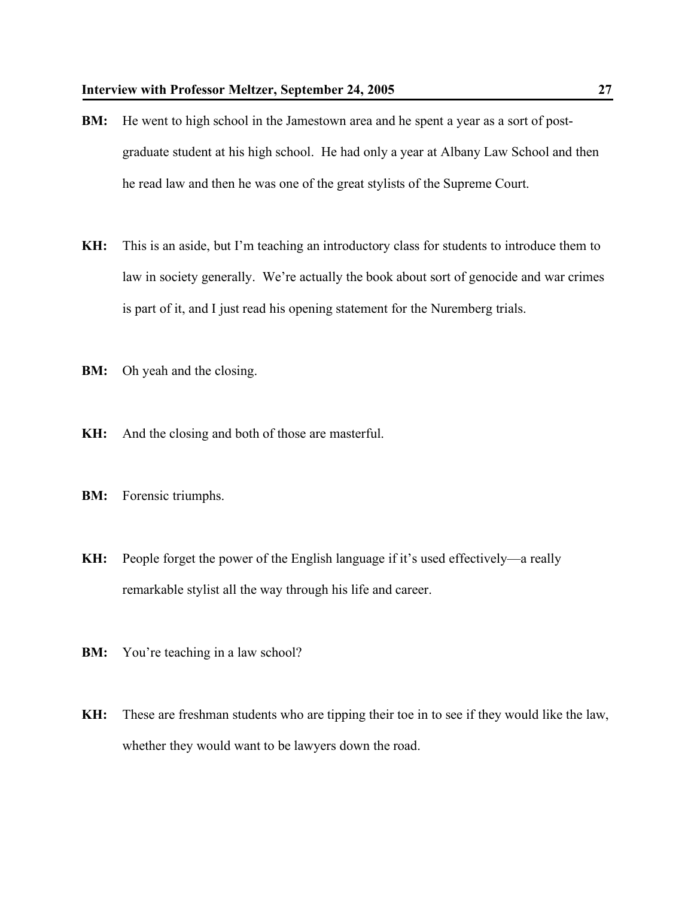**BM:** He went to high school in the Jamestown area and he spent a year as a sort of post-graduate student at his high school. He had only a year at Albany Law School and then he read law and then he was one of the great stylists of the Supreme Court.

**KH:** This is an aside, but I'm teaching an introductory class for students to introduce them to law in society generally. We're actually the book about sort of genocide and war crimes is part of it, and I just read his opening statement for the Nuremberg trials.

**BM:** Oh yeah and the closing.

**KH:** And the closing and both of those are masterful.

**BM:** Forensic triumphs.

**KH:** People forget the power of the English language if it's used effectively—a really remarkable stylist all the way through his life and career.

**BM:** You're teaching in a law school?

**KH:** These are freshman students who are tipping their toe in to see if they would like the law, whether they would want to be lawyers down the road.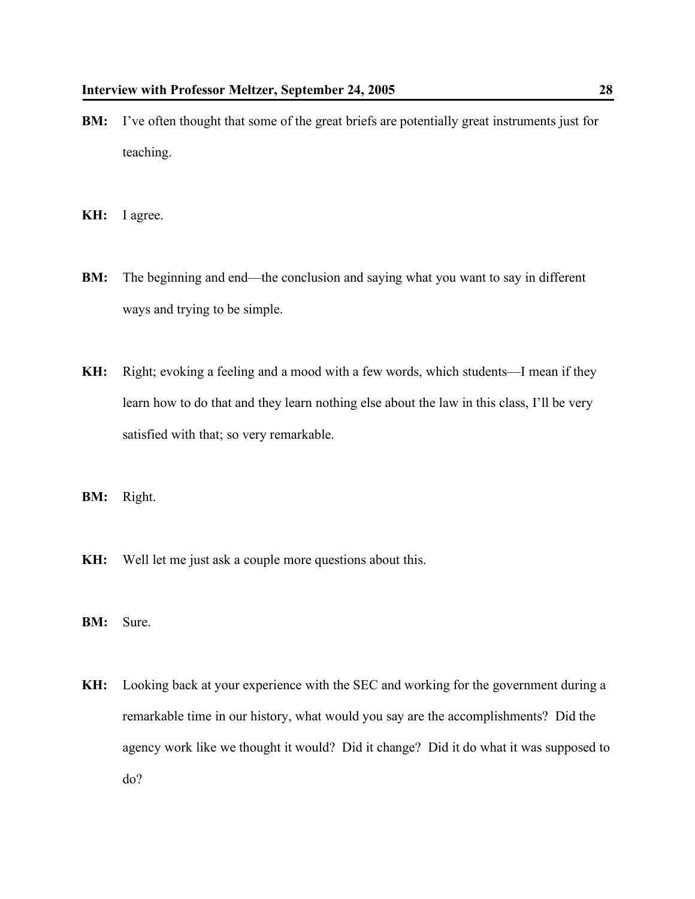**BM:** I've often thought that some of the great briefs are potentially great instruments just for teaching.

**KH:** I agree.

**BM:** The beginning and end—the conclusion and saying what you want to say in different ways and trying to be simple.

**KH:** Right; evoking a feeling and a mood with a few words, which students—I mean if they learn how to do that and they learn nothing else about the law in this class, I'll be very satisfied with that; so very remarkable.

**BM:** Right.

**KH:** Well let me just ask a couple more questions about this.

**BM:** Sure.

**KH:** Looking back at your experience with the SEC and working for the government during a remarkable time in our history, what would you say are the accomplishments? Did the agency work like we thought it would? Did it change? Did it do what it was supposed to do?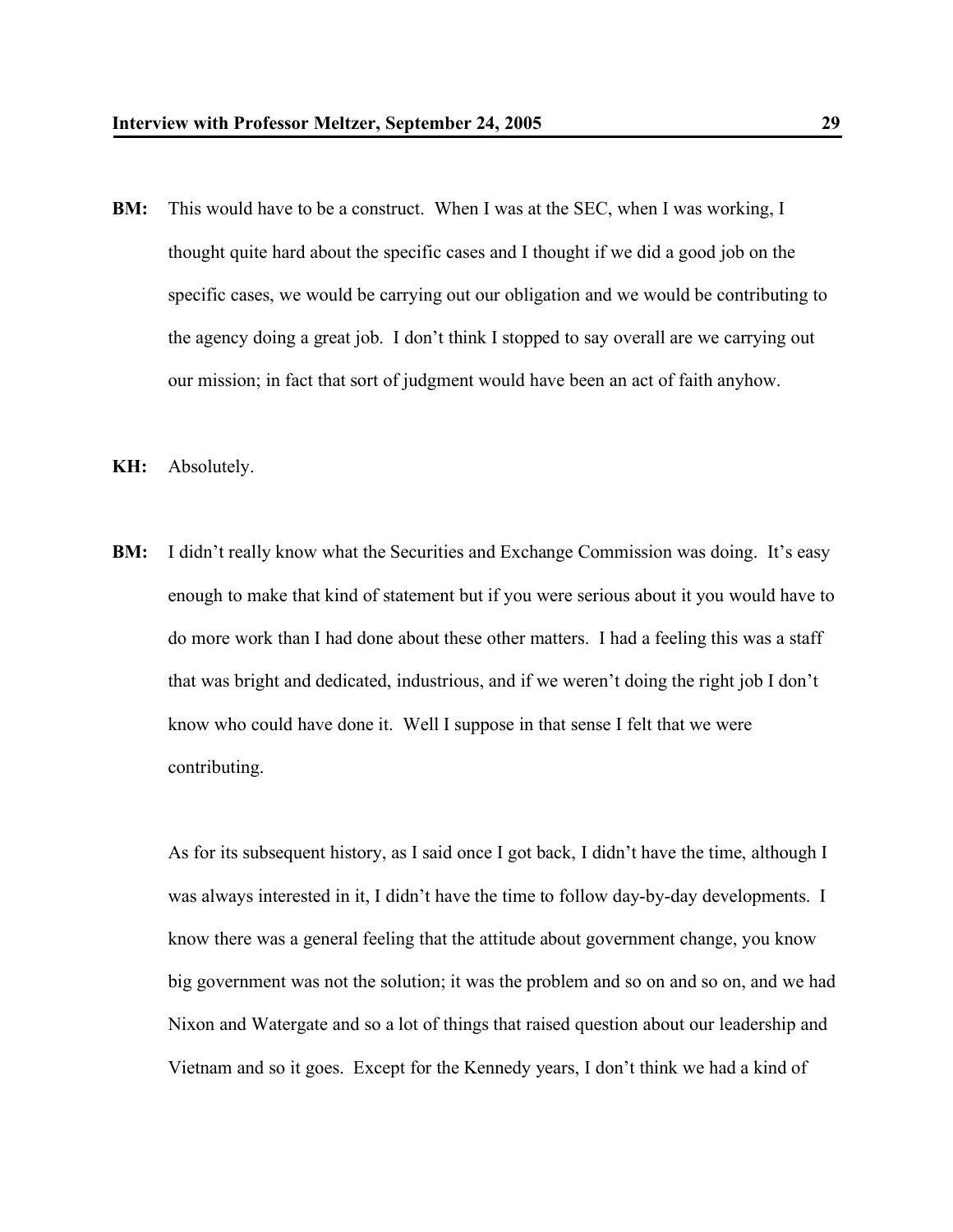**BM:** This would have to be a construct. When I was at the SEC, when I was working, I thought quite hard about the specific cases and I thought if we did a good job on the specific cases, we would be carrying out our obligation and we would be contributing to the agency doing a great job. I don't think I stopped to say overall are we carrying out our mission; in fact that sort of judgment would have been an act of faith anyhow.

**KH:** Absolutely.

**BM:** I didn't really know what the Securities and Exchange Commission was doing. It's easy enough to make that kind of statement but if you were serious about it you would have to do more work than I had done about these other matters. I had a feeling this was a staff that was bright and dedicated, industrious, and if we weren't doing the right job I don't know who could have done it. Well I suppose in that sense I felt that we were contributing.

As for its subsequent history, as I said once I got back, I didn't have the time, although I was always interested in it, I didn't have the time to follow day-by-day developments. I know there was a general feeling that the attitude about government change, you know big government was not the solution; it was the problem and so on and so on, and we had Nixon and Watergate and so a lot of things that raised question about our leadership and Vietnam and so it goes. Except for the Kennedy years, I don't think we had a kind of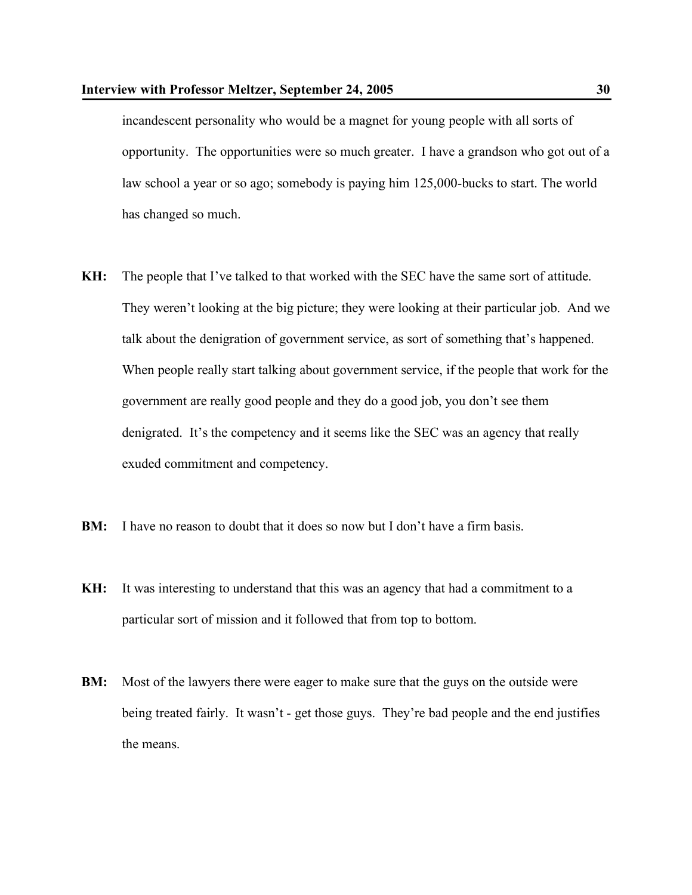incandescent personality who would be a magnet for young people with all sorts of opportunity. The opportunities were so much greater. I have a grandson who got out of a law school a year or so ago; somebody is paying him 125,000-bucks to start. The world has changed so much.

**KH:** The people that I've talked to that worked with the SEC have the same sort of attitude. They weren't looking at the big picture; they were looking at their particular job. And we talk about the denigration of government service, as sort of something that's happened. When people really start talking about government service, if the people that work for the government are really good people and they do a good job, you don't see them denigrated. It's the competency and it seems like the SEC was an agency that really exuded commitment and competency.

**BM:** I have no reason to doubt that it does so now but I don't have a firm basis.

**KH:** It was interesting to understand that this was an agency that had a commitment to a particular sort of mission and it followed that from top to bottom.

**BM:** Most of the lawyers there were eager to make sure that the guys on the outside were being treated fairly. It wasn't - get those guys. They're bad people and the end justifies the means.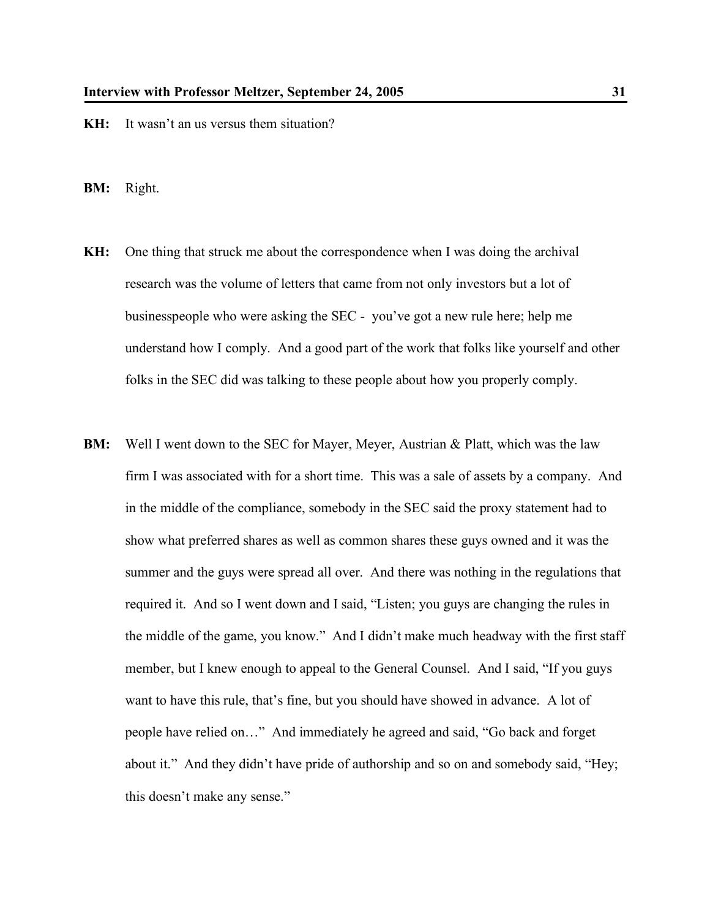**KH:** It wasn't an us versus them situation?

**BM:** Right.

**KH:** One thing that struck me about the correspondence when I was doing the archival research was the volume of letters that came from not only investors but a lot of businesspeople who were asking the SEC - you've got a new rule here; help me understand how I comply. And a good part of the work that folks like yourself and other folks in the SEC did was talking to these people about how you properly comply.

**BM:** Well I went down to the SEC for Mayer, Meyer, Austrian & Platt, which was the law firm I was associated with for a short time. This was a sale of assets by a company. And in the middle of the compliance, somebody in the SEC said the proxy statement had to show what preferred shares as well as common shares these guys owned and it was the summer and the guys were spread all over. And there was nothing in the regulations that required it. And so I went down and I said, "Listen; you guys are changing the rules in the middle of the game, you know." And I didn't make much headway with the first staff member, but I knew enough to appeal to the General Counsel. And I said, "If you guys want to have this rule, that's fine, but you should have showed in advance. A lot of people have relied on…" And immediately he agreed and said, "Go back and forget about it." And they didn't have pride of authorship and so on and somebody said, "Hey; this doesn't make any sense."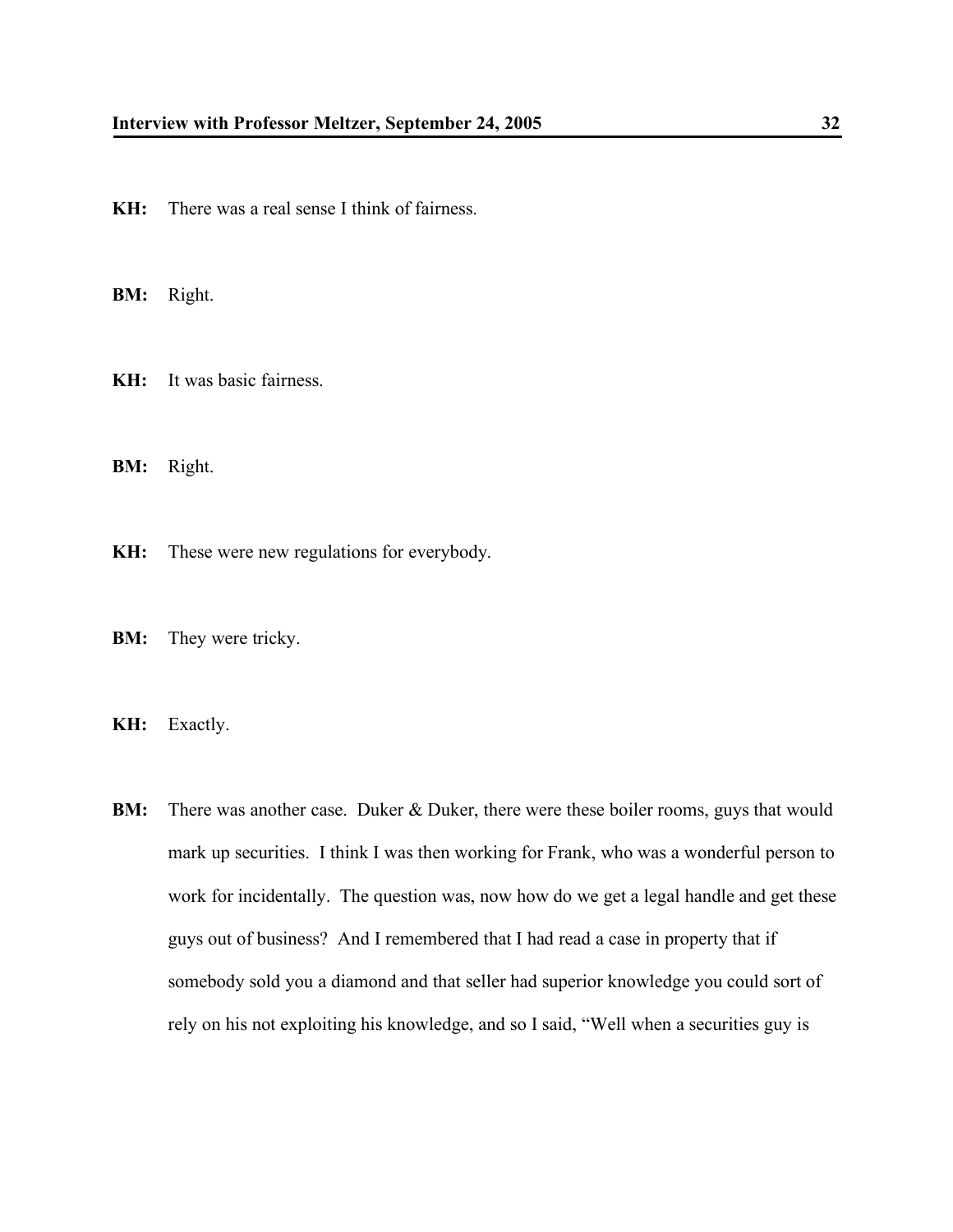**KH:** There was a real sense I think of fairness.

**BM:** Right.

**KH:** It was basic fairness.

**BM:** Right.

**KH:** These were new regulations for everybody.

**BM:** They were tricky.

**KH:** Exactly.

**BM:** There was another case. Duker & Duker, there were these boiler rooms, guys that would mark up securities. I think I was then working for Frank, who was a wonderful person to work for incidentally. The question was, now how do we get a legal handle and get these guys out of business? And I remembered that I had read a case in property that if somebody sold you a diamond and that seller had superior knowledge you could sort of rely on his not exploiting his knowledge, and so I said, "Well when a securities guy is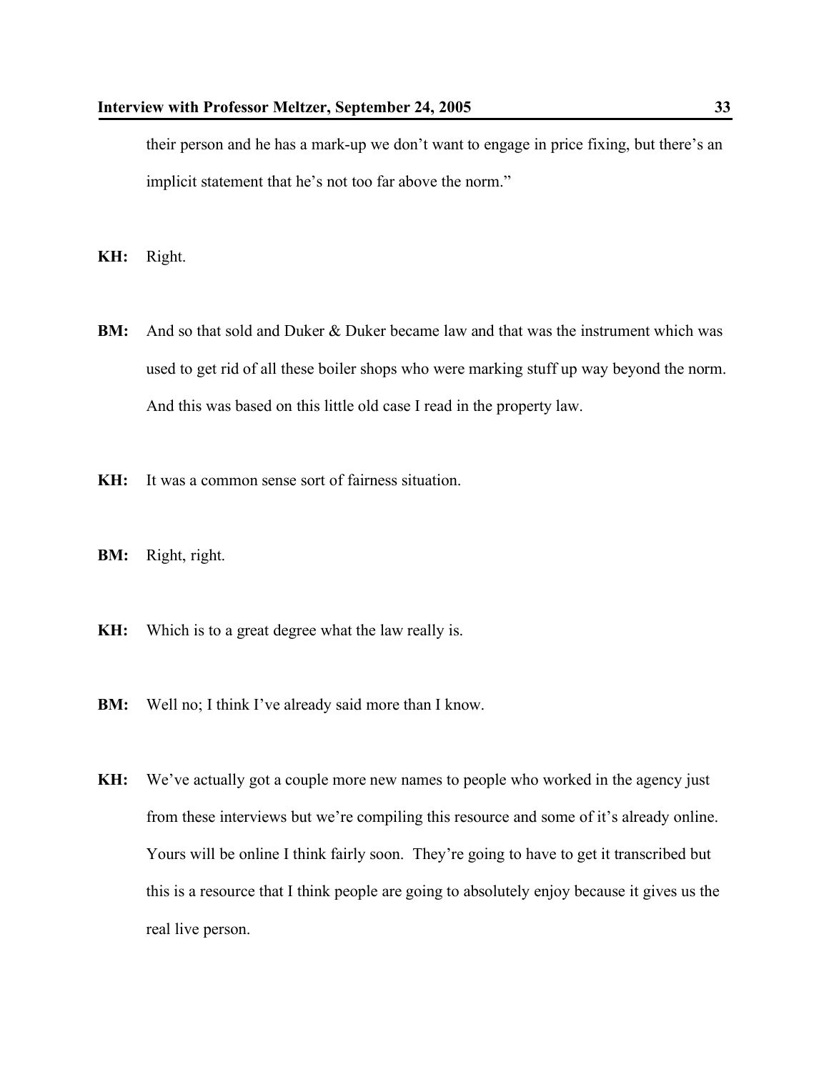their person and he has a mark-up we don't want to engage in price fixing, but there's an implicit statement that he's not too far above the norm."

**KH:** Right.

**BM:** And so that sold and Duker & Duker became law and that was the instrument which was used to get rid of all these boiler shops who were marking stuff up way beyond the norm. And this was based on this little old case I read in the property law.

**KH:** It was a common sense sort of fairness situation.

**BM:** Right, right.

**KH:** Which is to a great degree what the law really is.

**BM:** Well no; I think I've already said more than I know.

**KH:** We've actually got a couple more new names to people who worked in the agency just from these interviews but we're compiling this resource and some of it's already online. Yours will be online I think fairly soon. They're going to have to get it transcribed but this is a resource that I think people are going to absolutely enjoy because it gives us the real live person.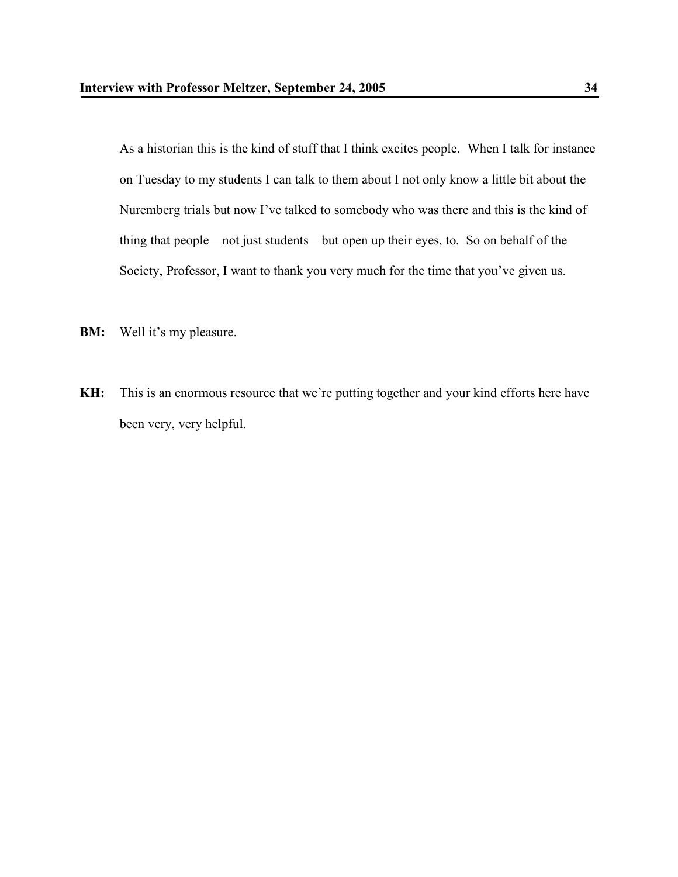As a historian this is the kind of stuff that I think excites people. When I talk for instance on Tuesday to my students I can talk to them about I not only know a little bit about the Nuremberg trials but now I've talked to somebody who was there and this is the kind of thing that people—not just students—but open up their eyes, to. So on behalf of the Society, Professor, I want to thank you very much for the time that you've given us.

**BM:** Well it's my pleasure.

**KH:** This is an enormous resource that we're putting together and your kind efforts here have been very, very helpful.